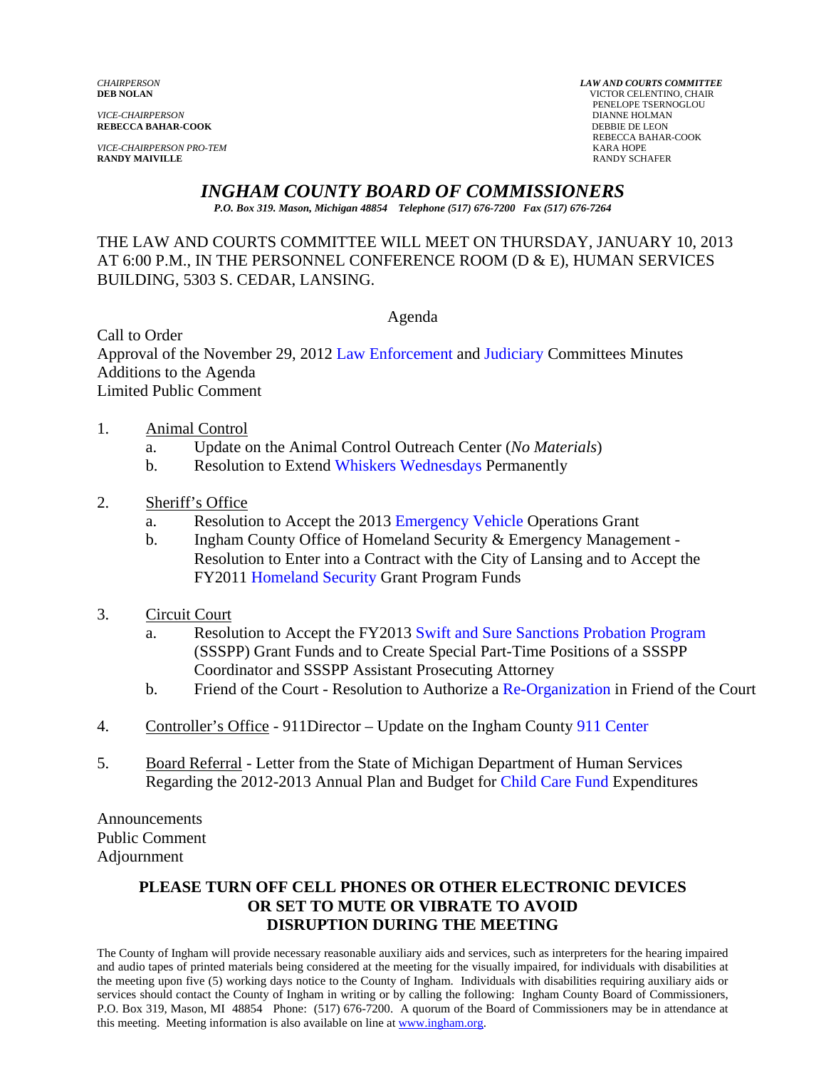*CHAIRPERSON*
**DEB NOLAN**

*VICE-CHAIRPERSON*
**REBECCA BAHAR-COOK**

*VICE-CHAIRPERSON PRO-TEM*
**RANDY MAIVILLE**

***LAW AND COURTS COMMITTEE***
VICTOR CELENTINO, CHAIR
PENELOPE TSERNOGLOU
DIANNE HOLMAN
DEBBIE DE LEON
REBECCA BAHAR-COOK
KARA HOPE
RANDY SCHAFER

# *INGHAM COUNTY BOARD OF COMMISSIONERS*

***P.O. Box 319. Mason, Michigan 48854 Telephone (517) 676-7200 Fax (517) 676-7264***

THE LAW AND COURTS COMMITTEE WILL MEET ON THURSDAY, JANUARY 10, 2013 AT 6:00 P.M., IN THE PERSONNEL CONFERENCE ROOM (D & E), HUMAN SERVICES BUILDING, 5303 S. CEDAR, LANSING.

Agenda

Call to Order
Approval of the November 29, 2012 Law Enforcement and Judiciary Committees Minutes
Additions to the Agenda
Limited Public Comment

1. Animal Control
   a. Update on the Animal Control Outreach Center (*No Materials*)
   b. Resolution to Extend Whiskers Wednesdays Permanently

2. Sheriff's Office
   a. Resolution to Accept the 2013 Emergency Vehicle Operations Grant
   b. Ingham County Office of Homeland Security & Emergency Management - Resolution to Enter into a Contract with the City of Lansing and to Accept the FY2011 Homeland Security Grant Program Funds

3. Circuit Court
   a. Resolution to Accept the FY2013 Swift and Sure Sanctions Probation Program (SSSPP) Grant Funds and to Create Special Part-Time Positions of a SSSPP Coordinator and SSSPP Assistant Prosecuting Attorney
   b. Friend of the Court - Resolution to Authorize a Re-Organization in Friend of the Court

4. Controller's Office - 911Director – Update on the Ingham County 911 Center

5. Board Referral - Letter from the State of Michigan Department of Human Services Regarding the 2012-2013 Annual Plan and Budget for Child Care Fund Expenditures

Announcements
Public Comment
Adjournment

**PLEASE TURN OFF CELL PHONES OR OTHER ELECTRONIC DEVICES OR SET TO MUTE OR VIBRATE TO AVOID DISRUPTION DURING THE MEETING**

The County of Ingham will provide necessary reasonable auxiliary aids and services, such as interpreters for the hearing impaired and audio tapes of printed materials being considered at the meeting for the visually impaired, for individuals with disabilities at the meeting upon five (5) working days notice to the County of Ingham. Individuals with disabilities requiring auxiliary aids or services should contact the County of Ingham in writing or by calling the following: Ingham County Board of Commissioners, P.O. Box 319, Mason, MI 48854 Phone: (517) 676-7200. A quorum of the Board of Commissioners may be in attendance at this meeting. Meeting information is also available on line at www.ingham.org.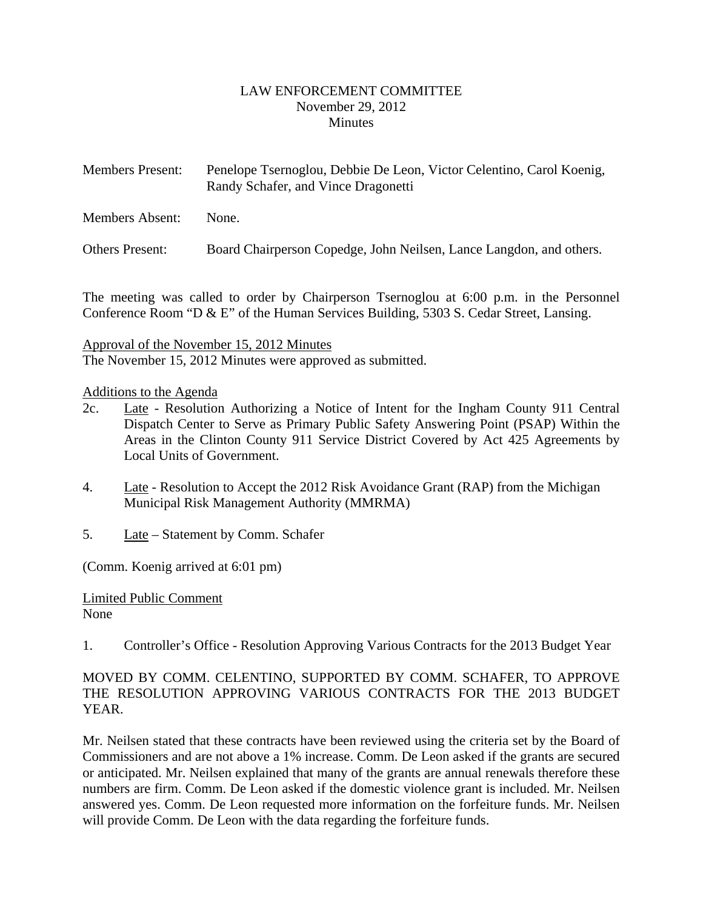LAW ENFORCEMENT COMMITTEE
November 29, 2012
Minutes

| | |
|---|---|
| Members Present: | Penelope Tsernoglou, Debbie De Leon, Victor Celentino, Carol Koenig, Randy Schafer, and Vince Dragonetti |
| Members Absent: | None. |
| Others Present: | Board Chairperson Copedge, John Neilsen, Lance Langdon, and others. |

The meeting was called to order by Chairperson Tsernoglou at 6:00 p.m. in the Personnel Conference Room "D & E" of the Human Services Building, 5303 S. Cedar Street, Lansing.

Approval of the November 15, 2012 Minutes
The November 15, 2012 Minutes were approved as submitted.

Additions to the Agenda

2c. Late - Resolution Authorizing a Notice of Intent for the Ingham County 911 Central Dispatch Center to Serve as Primary Public Safety Answering Point (PSAP) Within the Areas in the Clinton County 911 Service District Covered by Act 425 Agreements by Local Units of Government.

4. Late - Resolution to Accept the 2012 Risk Avoidance Grant (RAP) from the Michigan Municipal Risk Management Authority (MMRMA)

5. Late – Statement by Comm. Schafer

(Comm. Koenig arrived at 6:01 pm)

Limited Public Comment
None

1. Controller's Office - Resolution Approving Various Contracts for the 2013 Budget Year

MOVED BY COMM. CELENTINO, SUPPORTED BY COMM. SCHAFER, TO APPROVE THE RESOLUTION APPROVING VARIOUS CONTRACTS FOR THE 2013 BUDGET YEAR.

Mr. Neilsen stated that these contracts have been reviewed using the criteria set by the Board of Commissioners and are not above a 1% increase. Comm. De Leon asked if the grants are secured or anticipated. Mr. Neilsen explained that many of the grants are annual renewals therefore these numbers are firm. Comm. De Leon asked if the domestic violence grant is included. Mr. Neilsen answered yes. Comm. De Leon requested more information on the forfeiture funds. Mr. Neilsen will provide Comm. De Leon with the data regarding the forfeiture funds.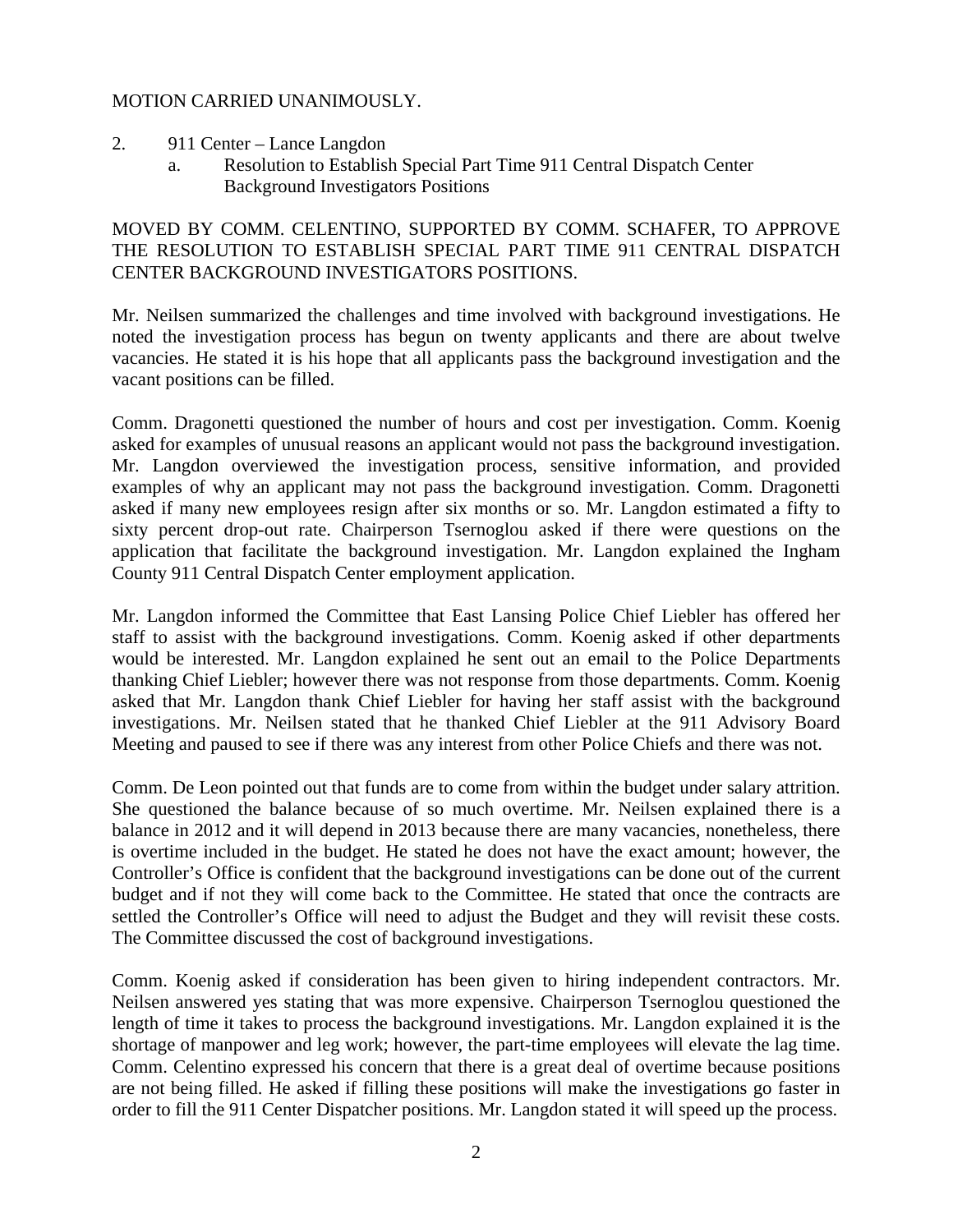MOTION CARRIED UNANIMOUSLY.

2. 911 Center – Lance Langdon
   a. Resolution to Establish Special Part Time 911 Central Dispatch Center Background Investigators Positions

MOVED BY COMM. CELENTINO, SUPPORTED BY COMM. SCHAFER, TO APPROVE THE RESOLUTION TO ESTABLISH SPECIAL PART TIME 911 CENTRAL DISPATCH CENTER BACKGROUND INVESTIGATORS POSITIONS.

Mr. Neilsen summarized the challenges and time involved with background investigations. He noted the investigation process has begun on twenty applicants and there are about twelve vacancies. He stated it is his hope that all applicants pass the background investigation and the vacant positions can be filled.

Comm. Dragonetti questioned the number of hours and cost per investigation. Comm. Koenig asked for examples of unusual reasons an applicant would not pass the background investigation. Mr. Langdon overviewed the investigation process, sensitive information, and provided examples of why an applicant may not pass the background investigation. Comm. Dragonetti asked if many new employees resign after six months or so. Mr. Langdon estimated a fifty to sixty percent drop-out rate. Chairperson Tsernoglou asked if there were questions on the application that facilitate the background investigation. Mr. Langdon explained the Ingham County 911 Central Dispatch Center employment application.

Mr. Langdon informed the Committee that East Lansing Police Chief Liebler has offered her staff to assist with the background investigations. Comm. Koenig asked if other departments would be interested. Mr. Langdon explained he sent out an email to the Police Departments thanking Chief Liebler; however there was not response from those departments. Comm. Koenig asked that Mr. Langdon thank Chief Liebler for having her staff assist with the background investigations. Mr. Neilsen stated that he thanked Chief Liebler at the 911 Advisory Board Meeting and paused to see if there was any interest from other Police Chiefs and there was not.

Comm. De Leon pointed out that funds are to come from within the budget under salary attrition. She questioned the balance because of so much overtime. Mr. Neilsen explained there is a balance in 2012 and it will depend in 2013 because there are many vacancies, nonetheless, there is overtime included in the budget. He stated he does not have the exact amount; however, the Controller's Office is confident that the background investigations can be done out of the current budget and if not they will come back to the Committee. He stated that once the contracts are settled the Controller's Office will need to adjust the Budget and they will revisit these costs. The Committee discussed the cost of background investigations.

Comm. Koenig asked if consideration has been given to hiring independent contractors. Mr. Neilsen answered yes stating that was more expensive. Chairperson Tsernoglou questioned the length of time it takes to process the background investigations. Mr. Langdon explained it is the shortage of manpower and leg work; however, the part-time employees will elevate the lag time. Comm. Celentino expressed his concern that there is a great deal of overtime because positions are not being filled. He asked if filling these positions will make the investigations go faster in order to fill the 911 Center Dispatcher positions. Mr. Langdon stated it will speed up the process.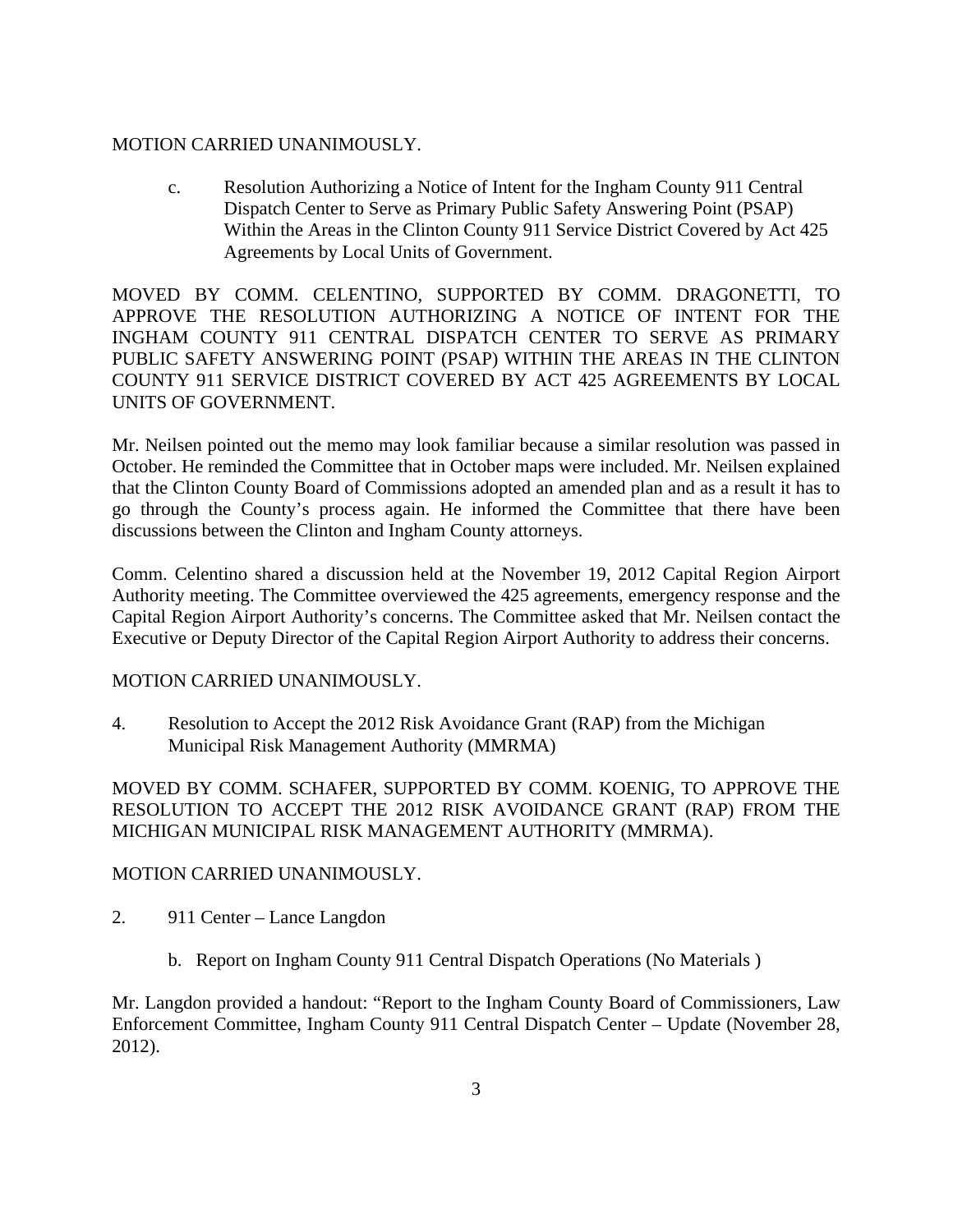MOTION CARRIED UNANIMOUSLY.

c. Resolution Authorizing a Notice of Intent for the Ingham County 911 Central Dispatch Center to Serve as Primary Public Safety Answering Point (PSAP) Within the Areas in the Clinton County 911 Service District Covered by Act 425 Agreements by Local Units of Government.

MOVED BY COMM. CELENTINO, SUPPORTED BY COMM. DRAGONETTI, TO APPROVE THE RESOLUTION AUTHORIZING A NOTICE OF INTENT FOR THE INGHAM COUNTY 911 CENTRAL DISPATCH CENTER TO SERVE AS PRIMARY PUBLIC SAFETY ANSWERING POINT (PSAP) WITHIN THE AREAS IN THE CLINTON COUNTY 911 SERVICE DISTRICT COVERED BY ACT 425 AGREEMENTS BY LOCAL UNITS OF GOVERNMENT.

Mr. Neilsen pointed out the memo may look familiar because a similar resolution was passed in October. He reminded the Committee that in October maps were included. Mr. Neilsen explained that the Clinton County Board of Commissions adopted an amended plan and as a result it has to go through the County's process again. He informed the Committee that there have been discussions between the Clinton and Ingham County attorneys.

Comm. Celentino shared a discussion held at the November 19, 2012 Capital Region Airport Authority meeting. The Committee overviewed the 425 agreements, emergency response and the Capital Region Airport Authority's concerns. The Committee asked that Mr. Neilsen contact the Executive or Deputy Director of the Capital Region Airport Authority to address their concerns.

MOTION CARRIED UNANIMOUSLY.

4. Resolution to Accept the 2012 Risk Avoidance Grant (RAP) from the Michigan Municipal Risk Management Authority (MMRMA)

MOVED BY COMM. SCHAFER, SUPPORTED BY COMM. KOENIG, TO APPROVE THE RESOLUTION TO ACCEPT THE 2012 RISK AVOIDANCE GRANT (RAP) FROM THE MICHIGAN MUNICIPAL RISK MANAGEMENT AUTHORITY (MMRMA).

MOTION CARRIED UNANIMOUSLY.

2. 911 Center – Lance Langdon

b. Report on Ingham County 911 Central Dispatch Operations (No Materials )

Mr. Langdon provided a handout: "Report to the Ingham County Board of Commissioners, Law Enforcement Committee, Ingham County 911 Central Dispatch Center – Update (November 28, 2012).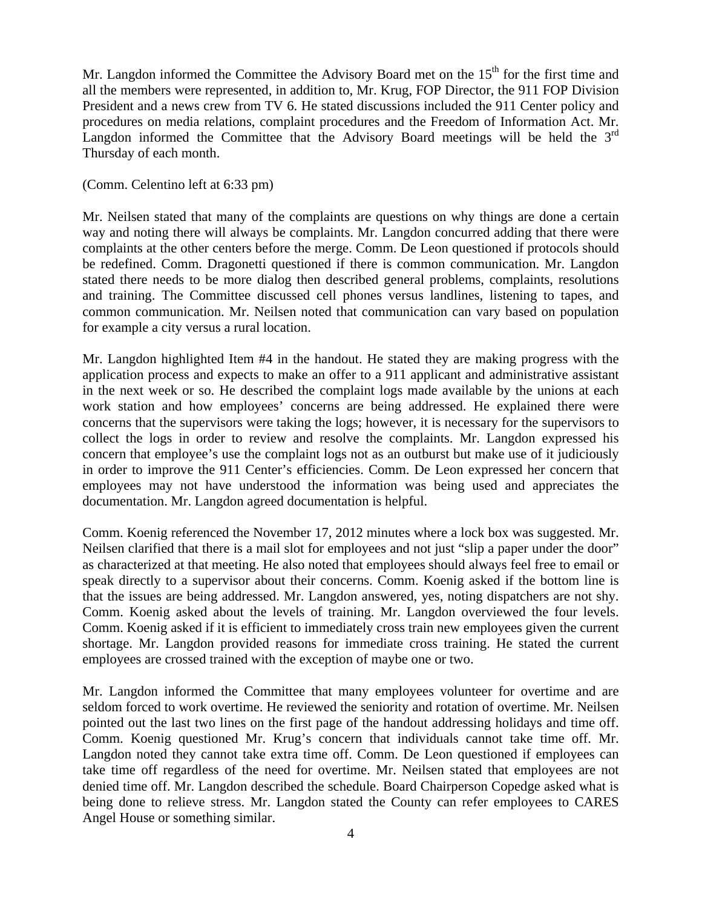Mr. Langdon informed the Committee the Advisory Board met on the 15th for the first time and all the members were represented, in addition to, Mr. Krug, FOP Director, the 911 FOP Division President and a news crew from TV 6. He stated discussions included the 911 Center policy and procedures on media relations, complaint procedures and the Freedom of Information Act. Mr. Langdon informed the Committee that the Advisory Board meetings will be held the 3rd Thursday of each month.

(Comm. Celentino left at 6:33 pm)

Mr. Neilsen stated that many of the complaints are questions on why things are done a certain way and noting there will always be complaints. Mr. Langdon concurred adding that there were complaints at the other centers before the merge. Comm. De Leon questioned if protocols should be redefined. Comm. Dragonetti questioned if there is common communication. Mr. Langdon stated there needs to be more dialog then described general problems, complaints, resolutions and training. The Committee discussed cell phones versus landlines, listening to tapes, and common communication. Mr. Neilsen noted that communication can vary based on population for example a city versus a rural location.

Mr. Langdon highlighted Item #4 in the handout. He stated they are making progress with the application process and expects to make an offer to a 911 applicant and administrative assistant in the next week or so. He described the complaint logs made available by the unions at each work station and how employees' concerns are being addressed. He explained there were concerns that the supervisors were taking the logs; however, it is necessary for the supervisors to collect the logs in order to review and resolve the complaints. Mr. Langdon expressed his concern that employee's use the complaint logs not as an outburst but make use of it judiciously in order to improve the 911 Center's efficiencies. Comm. De Leon expressed her concern that employees may not have understood the information was being used and appreciates the documentation. Mr. Langdon agreed documentation is helpful.

Comm. Koenig referenced the November 17, 2012 minutes where a lock box was suggested. Mr. Neilsen clarified that there is a mail slot for employees and not just "slip a paper under the door" as characterized at that meeting. He also noted that employees should always feel free to email or speak directly to a supervisor about their concerns. Comm. Koenig asked if the bottom line is that the issues are being addressed. Mr. Langdon answered, yes, noting dispatchers are not shy. Comm. Koenig asked about the levels of training. Mr. Langdon overviewed the four levels. Comm. Koenig asked if it is efficient to immediately cross train new employees given the current shortage. Mr. Langdon provided reasons for immediate cross training. He stated the current employees are crossed trained with the exception of maybe one or two.

Mr. Langdon informed the Committee that many employees volunteer for overtime and are seldom forced to work overtime. He reviewed the seniority and rotation of overtime. Mr. Neilsen pointed out the last two lines on the first page of the handout addressing holidays and time off. Comm. Koenig questioned Mr. Krug's concern that individuals cannot take time off. Mr. Langdon noted they cannot take extra time off. Comm. De Leon questioned if employees can take time off regardless of the need for overtime. Mr. Neilsen stated that employees are not denied time off. Mr. Langdon described the schedule. Board Chairperson Copedge asked what is being done to relieve stress. Mr. Langdon stated the County can refer employees to CARES Angel House or something similar.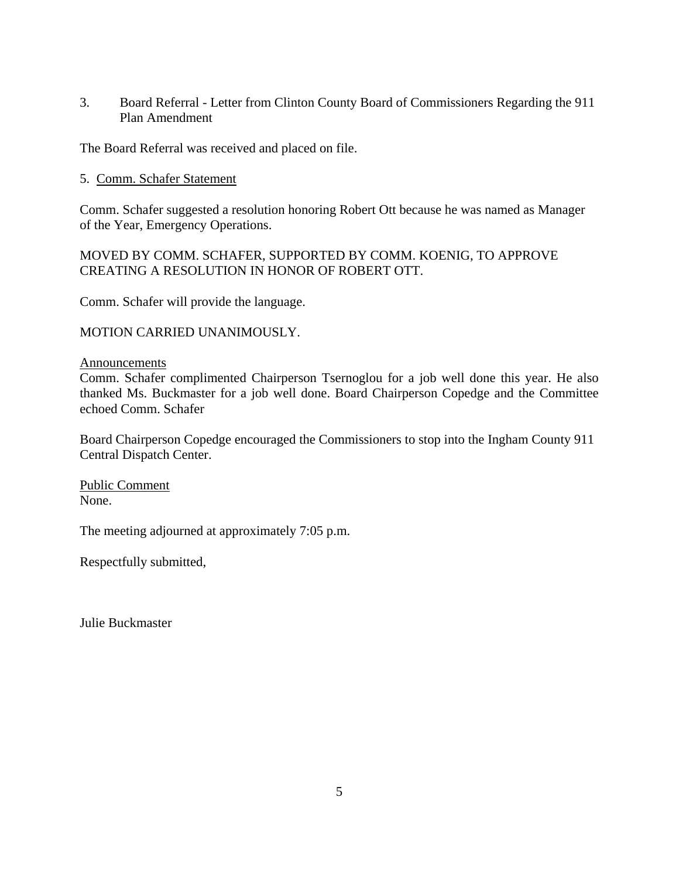3. Board Referral - Letter from Clinton County Board of Commissioners Regarding the 911 Plan Amendment

The Board Referral was received and placed on file.

5. Comm. Schafer Statement

Comm. Schafer suggested a resolution honoring Robert Ott because he was named as Manager of the Year, Emergency Operations.

MOVED BY COMM. SCHAFER, SUPPORTED BY COMM. KOENIG, TO APPROVE CREATING A RESOLUTION IN HONOR OF ROBERT OTT.

Comm. Schafer will provide the language.

MOTION CARRIED UNANIMOUSLY.

Announcements
Comm. Schafer complimented Chairperson Tsernoglou for a job well done this year. He also thanked Ms. Buckmaster for a job well done. Board Chairperson Copedge and the Committee echoed Comm. Schafer

Board Chairperson Copedge encouraged the Commissioners to stop into the Ingham County 911 Central Dispatch Center.

Public Comment
None.

The meeting adjourned at approximately 7:05 p.m.

Respectfully submitted,

Julie Buckmaster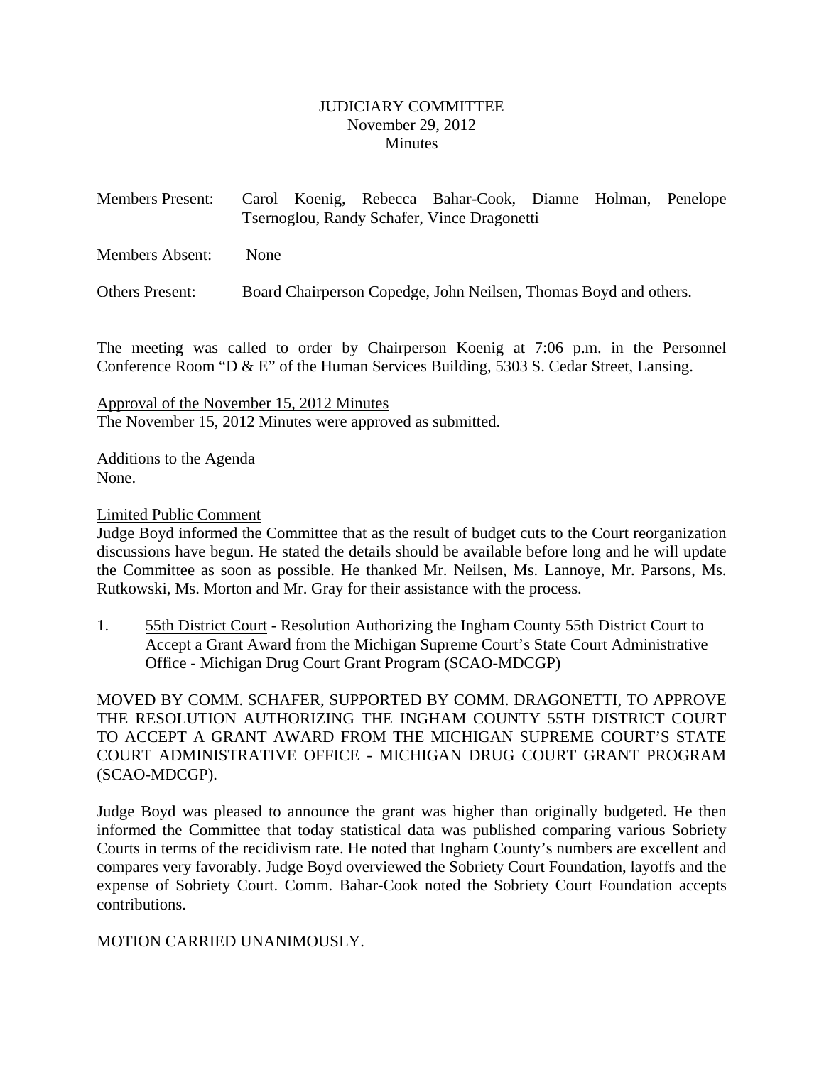# JUDICIARY COMMITTEE
November 29, 2012
Minutes

Members Present: Carol Koenig, Rebecca Bahar-Cook, Dianne Holman, Penelope Tsernoglou, Randy Schafer, Vince Dragonetti

Members Absent: None

Others Present: Board Chairperson Copedge, John Neilsen, Thomas Boyd and others.

The meeting was called to order by Chairperson Koenig at 7:06 p.m. in the Personnel Conference Room "D & E" of the Human Services Building, 5303 S. Cedar Street, Lansing.

Approval of the November 15, 2012 Minutes
The November 15, 2012 Minutes were approved as submitted.

Additions to the Agenda
None.

Limited Public Comment
Judge Boyd informed the Committee that as the result of budget cuts to the Court reorganization discussions have begun. He stated the details should be available before long and he will update the Committee as soon as possible. He thanked Mr. Neilsen, Ms. Lannoye, Mr. Parsons, Ms. Rutkowski, Ms. Morton and Mr. Gray for their assistance with the process.

1. 55th District Court - Resolution Authorizing the Ingham County 55th District Court to Accept a Grant Award from the Michigan Supreme Court's State Court Administrative Office - Michigan Drug Court Grant Program (SCAO-MDCGP)

MOVED BY COMM. SCHAFER, SUPPORTED BY COMM. DRAGONETTI, TO APPROVE THE RESOLUTION AUTHORIZING THE INGHAM COUNTY 55TH DISTRICT COURT TO ACCEPT A GRANT AWARD FROM THE MICHIGAN SUPREME COURT'S STATE COURT ADMINISTRATIVE OFFICE - MICHIGAN DRUG COURT GRANT PROGRAM (SCAO-MDCGP).

Judge Boyd was pleased to announce the grant was higher than originally budgeted. He then informed the Committee that today statistical data was published comparing various Sobriety Courts in terms of the recidivism rate. He noted that Ingham County's numbers are excellent and compares very favorably. Judge Boyd overviewed the Sobriety Court Foundation, layoffs and the expense of Sobriety Court. Comm. Bahar-Cook noted the Sobriety Court Foundation accepts contributions.

MOTION CARRIED UNANIMOUSLY.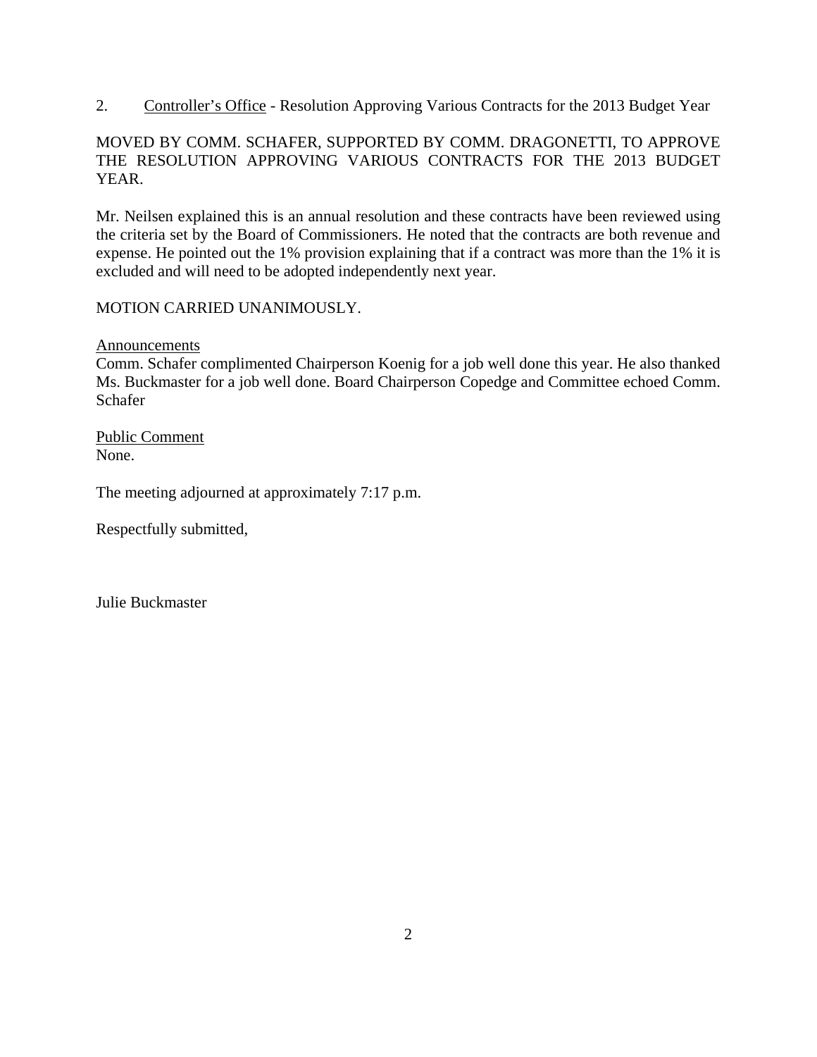2. Controller's Office - Resolution Approving Various Contracts for the 2013 Budget Year

MOVED BY COMM. SCHAFER, SUPPORTED BY COMM. DRAGONETTI, TO APPROVE THE RESOLUTION APPROVING VARIOUS CONTRACTS FOR THE 2013 BUDGET YEAR.

Mr. Neilsen explained this is an annual resolution and these contracts have been reviewed using the criteria set by the Board of Commissioners. He noted that the contracts are both revenue and expense. He pointed out the 1% provision explaining that if a contract was more than the 1% it is excluded and will need to be adopted independently next year.

MOTION CARRIED UNANIMOUSLY.

Announcements

Comm. Schafer complimented Chairperson Koenig for a job well done this year. He also thanked Ms. Buckmaster for a job well done. Board Chairperson Copedge and Committee echoed Comm. Schafer

Public Comment

None.

The meeting adjourned at approximately 7:17 p.m.

Respectfully submitted,

Julie Buckmaster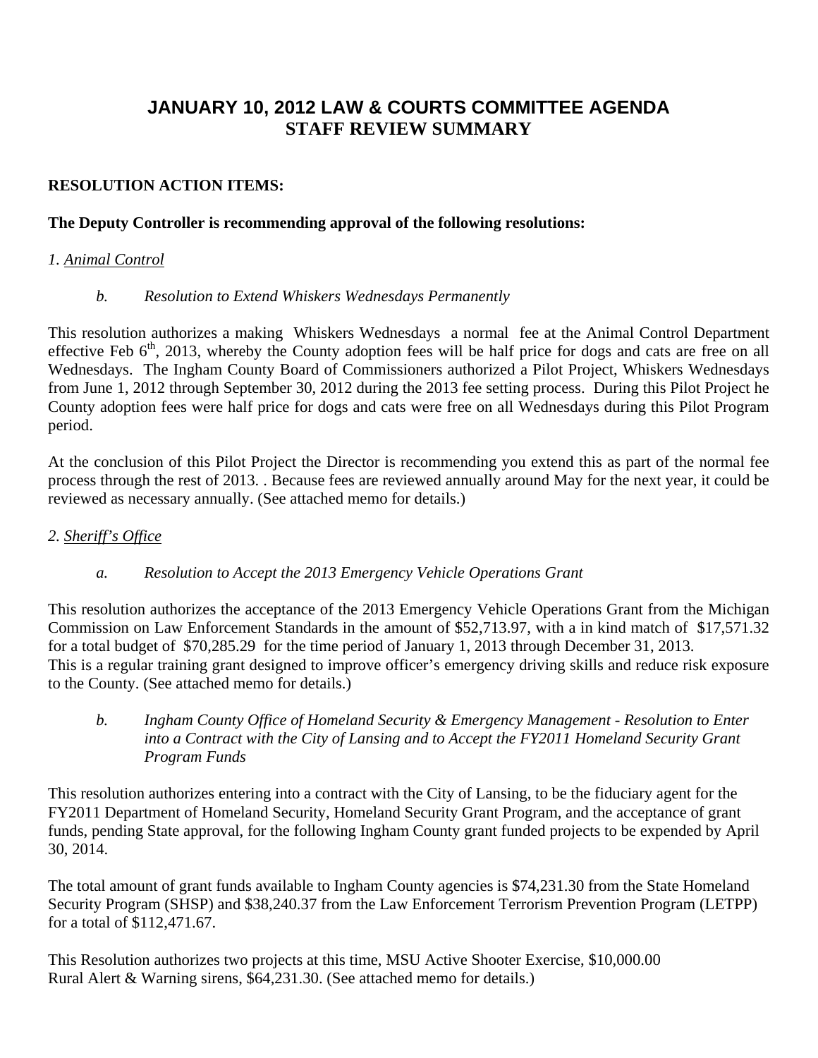# JANUARY 10, 2012 LAW & COURTS COMMITTEE AGENDA
## STAFF REVIEW SUMMARY

**RESOLUTION ACTION ITEMS:**

**The Deputy Controller is recommending approval of the following resolutions:**

*1. Animal Control*

*b. Resolution to Extend Whiskers Wednesdays Permanently*

This resolution authorizes a making Whiskers Wednesdays a normal fee at the Animal Control Department effective Feb 6th, 2013, whereby the County adoption fees will be half price for dogs and cats are free on all Wednesdays. The Ingham County Board of Commissioners authorized a Pilot Project, Whiskers Wednesdays from June 1, 2012 through September 30, 2012 during the 2013 fee setting process. During this Pilot Project he County adoption fees were half price for dogs and cats were free on all Wednesdays during this Pilot Program period.

At the conclusion of this Pilot Project the Director is recommending you extend this as part of the normal fee process through the rest of 2013. . Because fees are reviewed annually around May for the next year, it could be reviewed as necessary annually. (See attached memo for details.)

*2. Sheriff's Office*

*a. Resolution to Accept the 2013 Emergency Vehicle Operations Grant*

This resolution authorizes the acceptance of the 2013 Emergency Vehicle Operations Grant from the Michigan Commission on Law Enforcement Standards in the amount of $52,713.97, with a in kind match of $17,571.32 for a total budget of $70,285.29 for the time period of January 1, 2013 through December 31, 2013. This is a regular training grant designed to improve officer's emergency driving skills and reduce risk exposure to the County. (See attached memo for details.)

*b. Ingham County Office of Homeland Security & Emergency Management - Resolution to Enter into a Contract with the City of Lansing and to Accept the FY2011 Homeland Security Grant Program Funds*

This resolution authorizes entering into a contract with the City of Lansing, to be the fiduciary agent for the FY2011 Department of Homeland Security, Homeland Security Grant Program, and the acceptance of grant funds, pending State approval, for the following Ingham County grant funded projects to be expended by April 30, 2014.

The total amount of grant funds available to Ingham County agencies is $74,231.30 from the State Homeland Security Program (SHSP) and $38,240.37 from the Law Enforcement Terrorism Prevention Program (LETPP) for a total of $112,471.67.

This Resolution authorizes two projects at this time, MSU Active Shooter Exercise, $10,000.00
Rural Alert & Warning sirens, $64,231.30. (See attached memo for details.)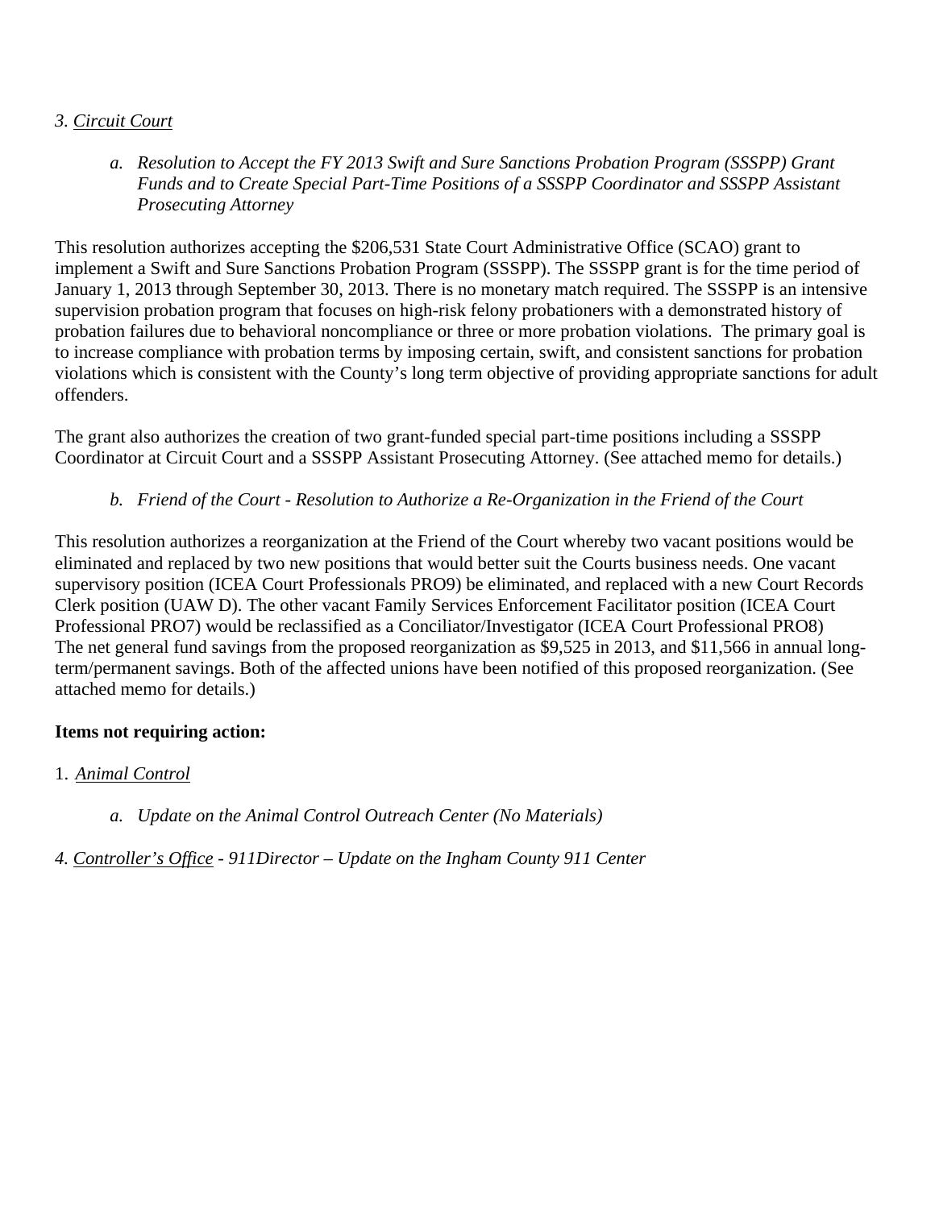*3. <u>Circuit Court</u>*

*a. Resolution to Accept the FY 2013 Swift and Sure Sanctions Probation Program (SSSPP) Grant Funds and to Create Special Part-Time Positions of a SSSPP Coordinator and SSSPP Assistant Prosecuting Attorney*

This resolution authorizes accepting the $206,531 State Court Administrative Office (SCAO) grant to implement a Swift and Sure Sanctions Probation Program (SSSPP). The SSSPP grant is for the time period of January 1, 2013 through September 30, 2013. There is no monetary match required. The SSSPP is an intensive supervision probation program that focuses on high-risk felony probationers with a demonstrated history of probation failures due to behavioral noncompliance or three or more probation violations. The primary goal is to increase compliance with probation terms by imposing certain, swift, and consistent sanctions for probation violations which is consistent with the County's long term objective of providing appropriate sanctions for adult offenders.

The grant also authorizes the creation of two grant-funded special part-time positions including a SSSPP Coordinator at Circuit Court and a SSSPP Assistant Prosecuting Attorney. (See attached memo for details.)

*b. Friend of the Court - Resolution to Authorize a Re-Organization in the Friend of the Court*

This resolution authorizes a reorganization at the Friend of the Court whereby two vacant positions would be eliminated and replaced by two new positions that would better suit the Courts business needs. One vacant supervisory position (ICEA Court Professionals PRO9) be eliminated, and replaced with a new Court Records Clerk position (UAW D). The other vacant Family Services Enforcement Facilitator position (ICEA Court Professional PRO7) would be reclassified as a Conciliator/Investigator (ICEA Court Professional PRO8) The net general fund savings from the proposed reorganization as $9,525 in 2013, and $11,566 in annual long-term/permanent savings. Both of the affected unions have been notified of this proposed reorganization. (See attached memo for details.)

**Items not requiring action:**

1. *<u>Animal Control</u>*

*a. Update on the Animal Control Outreach Center (No Materials)*

*4. <u>Controller's Office</u> - 911Director – Update on the Ingham County 911 Center*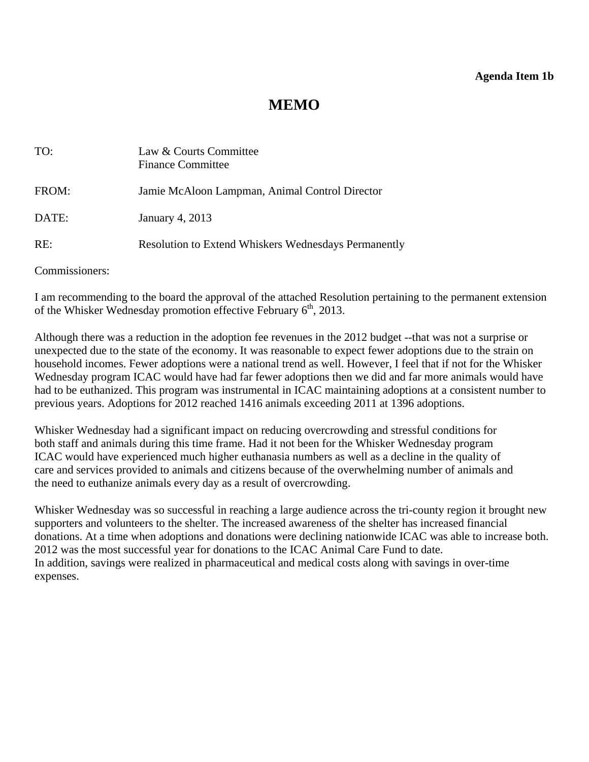**Agenda Item 1b**

# MEMO

| | |
|---|---|
| TO: | Law & Courts Committee<br>Finance Committee |
| FROM: | Jamie McAloon Lampman, Animal Control Director |
| DATE: | January 4, 2013 |
| RE: | Resolution to Extend Whiskers Wednesdays Permanently |

Commissioners:

I am recommending to the board the approval of the attached Resolution pertaining to the permanent extension of the Whisker Wednesday promotion effective February 6th, 2013.

Although there was a reduction in the adoption fee revenues in the 2012 budget --that was not a surprise or unexpected due to the state of the economy. It was reasonable to expect fewer adoptions due to the strain on household incomes. Fewer adoptions were a national trend as well. However, I feel that if not for the Whisker Wednesday program ICAC would have had far fewer adoptions then we did and far more animals would have had to be euthanized. This program was instrumental in ICAC maintaining adoptions at a consistent number to previous years. Adoptions for 2012 reached 1416 animals exceeding 2011 at 1396 adoptions.

Whisker Wednesday had a significant impact on reducing overcrowding and stressful conditions for both staff and animals during this time frame. Had it not been for the Whisker Wednesday program ICAC would have experienced much higher euthanasia numbers as well as a decline in the quality of care and services provided to animals and citizens because of the overwhelming number of animals and the need to euthanize animals every day as a result of overcrowding.

Whisker Wednesday was so successful in reaching a large audience across the tri-county region it brought new supporters and volunteers to the shelter. The increased awareness of the shelter has increased financial donations. At a time when adoptions and donations were declining nationwide ICAC was able to increase both. 2012 was the most successful year for donations to the ICAC Animal Care Fund to date.
In addition, savings were realized in pharmaceutical and medical costs along with savings in over-time expenses.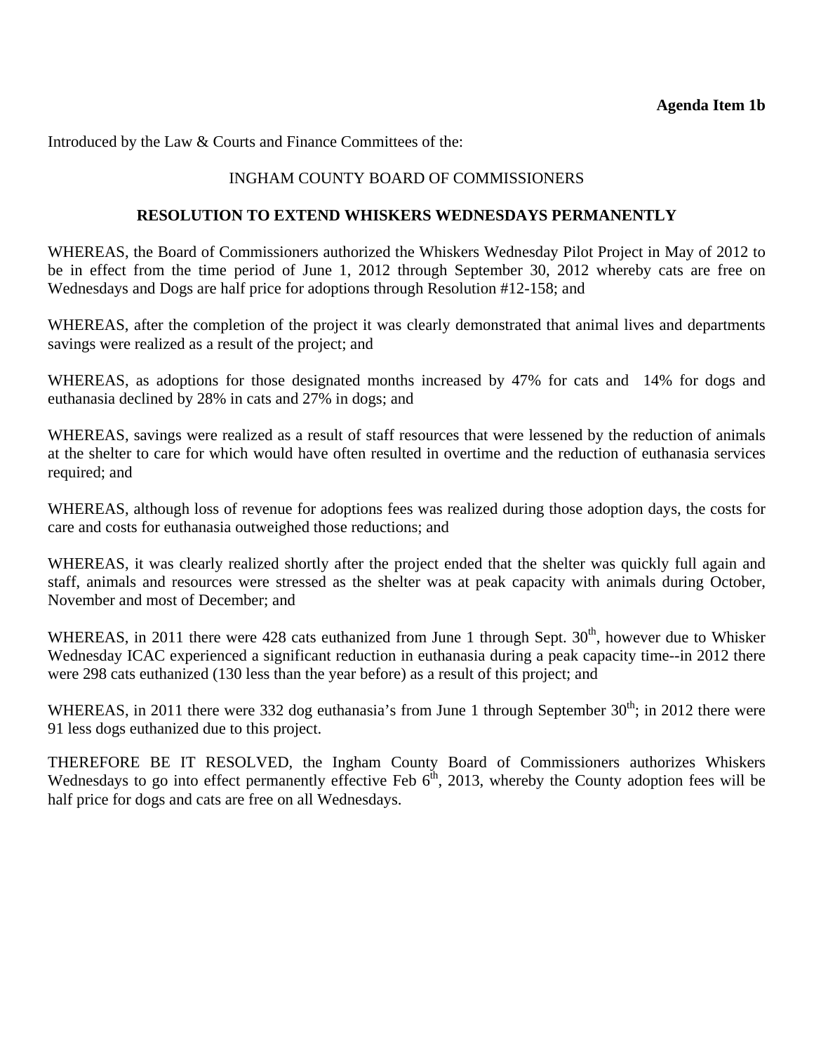**Agenda Item 1b**

Introduced by the Law & Courts and Finance Committees of the:

INGHAM COUNTY BOARD OF COMMISSIONERS

**RESOLUTION TO EXTEND WHISKERS WEDNESDAYS PERMANENTLY**

WHEREAS, the Board of Commissioners authorized the Whiskers Wednesday Pilot Project in May of 2012 to be in effect from the time period of June 1, 2012 through September 30, 2012 whereby cats are free on Wednesdays and Dogs are half price for adoptions through Resolution #12-158; and

WHEREAS, after the completion of the project it was clearly demonstrated that animal lives and departments savings were realized as a result of the project; and

WHEREAS, as adoptions for those designated months increased by 47% for cats and 14% for dogs and euthanasia declined by 28% in cats and 27% in dogs; and

WHEREAS, savings were realized as a result of staff resources that were lessened by the reduction of animals at the shelter to care for which would have often resulted in overtime and the reduction of euthanasia services required; and

WHEREAS, although loss of revenue for adoptions fees was realized during those adoption days, the costs for care and costs for euthanasia outweighed those reductions; and

WHEREAS, it was clearly realized shortly after the project ended that the shelter was quickly full again and staff, animals and resources were stressed as the shelter was at peak capacity with animals during October, November and most of December; and

WHEREAS, in 2011 there were 428 cats euthanized from June 1 through Sept. 30th, however due to Whisker Wednesday ICAC experienced a significant reduction in euthanasia during a peak capacity time--in 2012 there were 298 cats euthanized (130 less than the year before) as a result of this project; and

WHEREAS, in 2011 there were 332 dog euthanasia's from June 1 through September 30th; in 2012 there were 91 less dogs euthanized due to this project.

THEREFORE BE IT RESOLVED, the Ingham County Board of Commissioners authorizes Whiskers Wednesdays to go into effect permanently effective Feb 6th, 2013, whereby the County adoption fees will be half price for dogs and cats are free on all Wednesdays.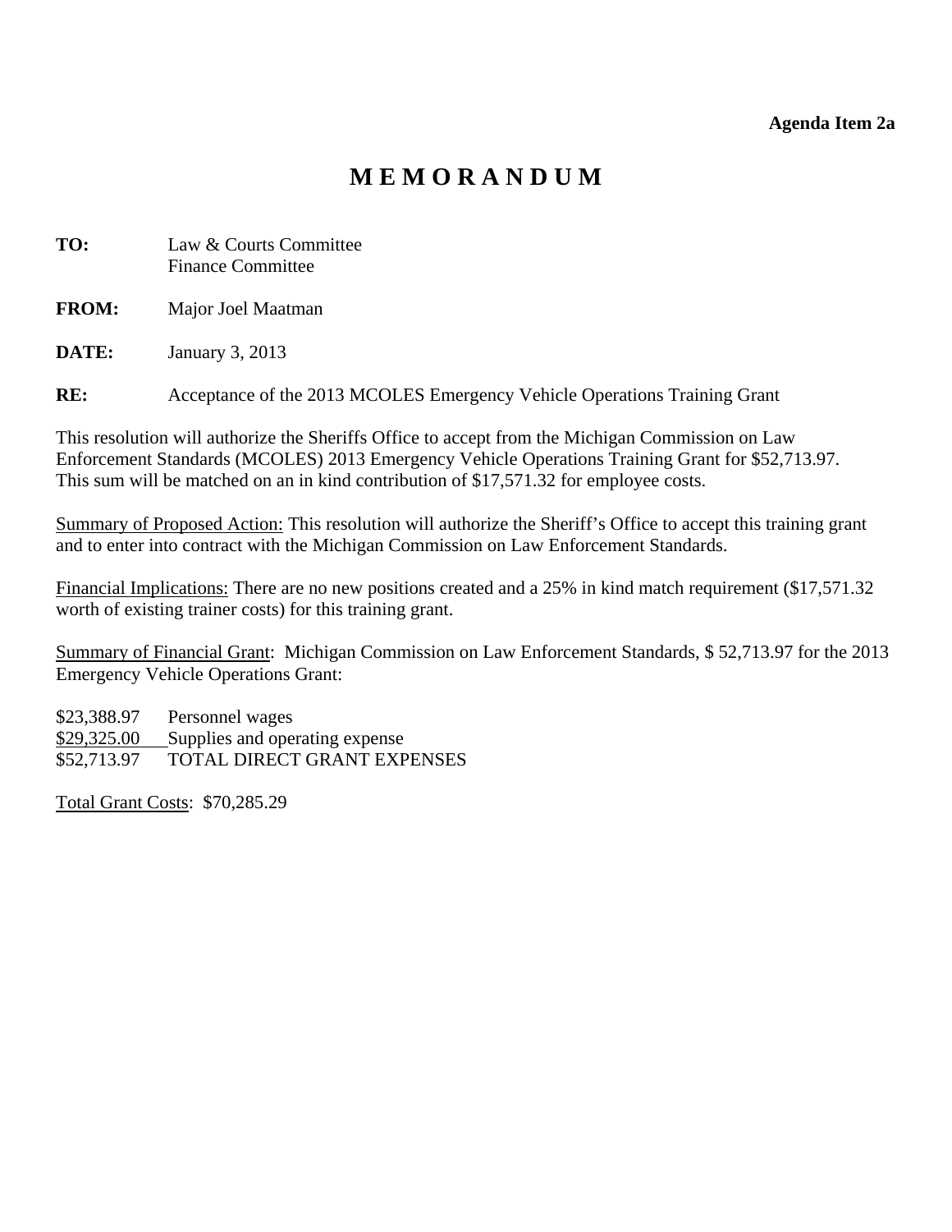**Agenda Item 2a**

# M E M O R A N D U M

**TO:** Law & Courts Committee
Finance Committee

**FROM:** Major Joel Maatman

**DATE:** January 3, 2013

**RE:** Acceptance of the 2013 MCOLES Emergency Vehicle Operations Training Grant

This resolution will authorize the Sheriffs Office to accept from the Michigan Commission on Law Enforcement Standards (MCOLES) 2013 Emergency Vehicle Operations Training Grant for $52,713.97. This sum will be matched on an in kind contribution of $17,571.32 for employee costs.

Summary of Proposed Action: This resolution will authorize the Sheriff's Office to accept this training grant and to enter into contract with the Michigan Commission on Law Enforcement Standards.

Financial Implications: There are no new positions created and a 25% in kind match requirement ($17,571.32 worth of existing trainer costs) for this training grant.

Summary of Financial Grant: Michigan Commission on Law Enforcement Standards, $ 52,713.97 for the 2013 Emergency Vehicle Operations Grant:

| | |
|---|---|
| $23,388.97 | Personnel wages |
| $29,325.00 | Supplies and operating expense |
| $52,713.97 | TOTAL DIRECT GRANT EXPENSES |

Total Grant Costs: $70,285.29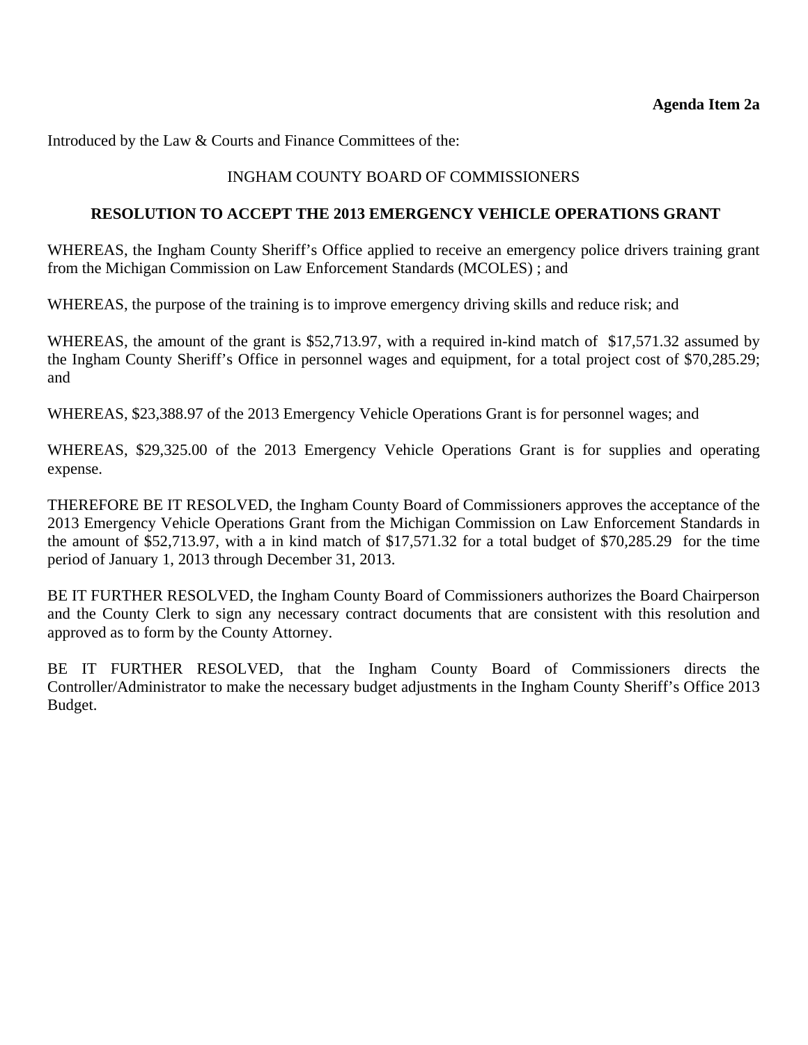**Agenda Item 2a**

Introduced by the Law & Courts and Finance Committees of the:

INGHAM COUNTY BOARD OF COMMISSIONERS

**RESOLUTION TO ACCEPT THE 2013 EMERGENCY VEHICLE OPERATIONS GRANT**

WHEREAS, the Ingham County Sheriff's Office applied to receive an emergency police drivers training grant from the Michigan Commission on Law Enforcement Standards (MCOLES) ; and

WHEREAS, the purpose of the training is to improve emergency driving skills and reduce risk; and

WHEREAS, the amount of the grant is $52,713.97, with a required in-kind match of $17,571.32 assumed by the Ingham County Sheriff's Office in personnel wages and equipment, for a total project cost of $70,285.29; and

WHEREAS, $23,388.97 of the 2013 Emergency Vehicle Operations Grant is for personnel wages; and

WHEREAS, $29,325.00 of the 2013 Emergency Vehicle Operations Grant is for supplies and operating expense.

THEREFORE BE IT RESOLVED, the Ingham County Board of Commissioners approves the acceptance of the 2013 Emergency Vehicle Operations Grant from the Michigan Commission on Law Enforcement Standards in the amount of $52,713.97, with a in kind match of $17,571.32 for a total budget of $70,285.29 for the time period of January 1, 2013 through December 31, 2013.

BE IT FURTHER RESOLVED, the Ingham County Board of Commissioners authorizes the Board Chairperson and the County Clerk to sign any necessary contract documents that are consistent with this resolution and approved as to form by the County Attorney.

BE IT FURTHER RESOLVED, that the Ingham County Board of Commissioners directs the Controller/Administrator to make the necessary budget adjustments in the Ingham County Sheriff's Office 2013 Budget.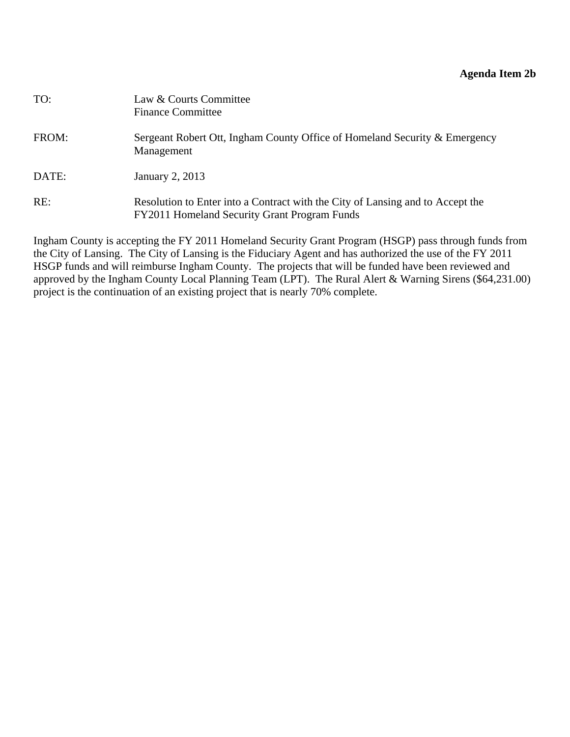**Agenda Item 2b**

TO: Law & Courts Committee
Finance Committee

FROM: Sergeant Robert Ott, Ingham County Office of Homeland Security & Emergency Management

DATE: January 2, 2013

RE: Resolution to Enter into a Contract with the City of Lansing and to Accept the FY2011 Homeland Security Grant Program Funds

Ingham County is accepting the FY 2011 Homeland Security Grant Program (HSGP) pass through funds from the City of Lansing. The City of Lansing is the Fiduciary Agent and has authorized the use of the FY 2011 HSGP funds and will reimburse Ingham County. The projects that will be funded have been reviewed and approved by the Ingham County Local Planning Team (LPT). The Rural Alert & Warning Sirens ($64,231.00) project is the continuation of an existing project that is nearly 70% complete.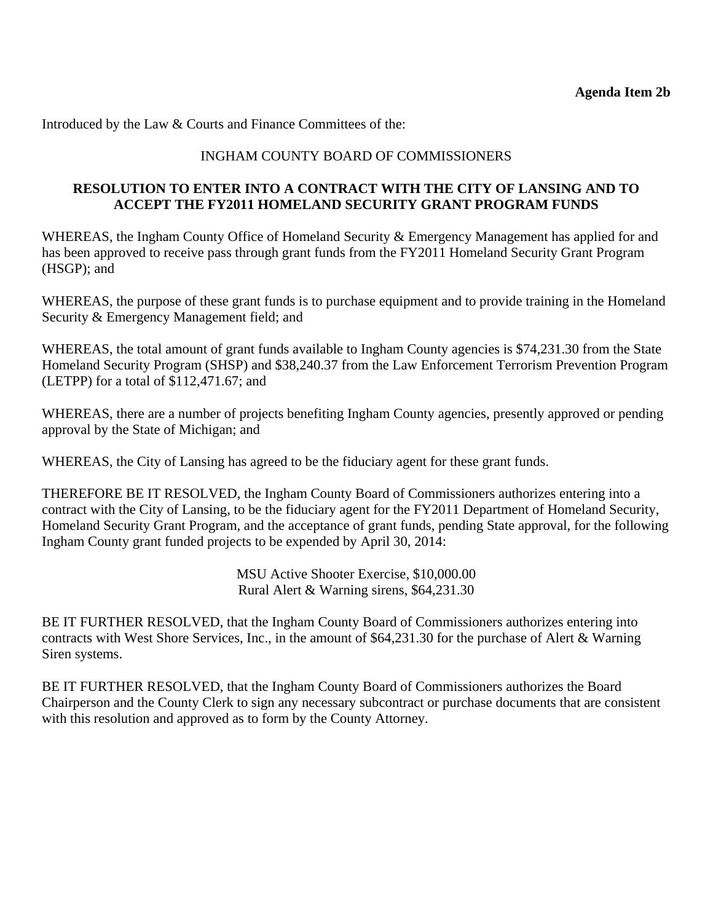**Agenda Item 2b**

Introduced by the Law & Courts and Finance Committees of the:

INGHAM COUNTY BOARD OF COMMISSIONERS

**RESOLUTION TO ENTER INTO A CONTRACT WITH THE CITY OF LANSING AND TO ACCEPT THE FY2011 HOMELAND SECURITY GRANT PROGRAM FUNDS**

WHEREAS, the Ingham County Office of Homeland Security & Emergency Management has applied for and has been approved to receive pass through grant funds from the FY2011 Homeland Security Grant Program (HSGP); and

WHEREAS, the purpose of these grant funds is to purchase equipment and to provide training in the Homeland Security & Emergency Management field; and

WHEREAS, the total amount of grant funds available to Ingham County agencies is $74,231.30 from the State Homeland Security Program (SHSP) and $38,240.37 from the Law Enforcement Terrorism Prevention Program (LETPP) for a total of $112,471.67; and

WHEREAS, there are a number of projects benefiting Ingham County agencies, presently approved or pending approval by the State of Michigan; and

WHEREAS, the City of Lansing has agreed to be the fiduciary agent for these grant funds.

THEREFORE BE IT RESOLVED, the Ingham County Board of Commissioners authorizes entering into a contract with the City of Lansing, to be the fiduciary agent for the FY2011 Department of Homeland Security, Homeland Security Grant Program, and the acceptance of grant funds, pending State approval, for the following Ingham County grant funded projects to be expended by April 30, 2014:

MSU Active Shooter Exercise, $10,000.00
Rural Alert & Warning sirens, $64,231.30

BE IT FURTHER RESOLVED, that the Ingham County Board of Commissioners authorizes entering into contracts with West Shore Services, Inc., in the amount of $64,231.30 for the purchase of Alert & Warning Siren systems.

BE IT FURTHER RESOLVED, that the Ingham County Board of Commissioners authorizes the Board Chairperson and the County Clerk to sign any necessary subcontract or purchase documents that are consistent with this resolution and approved as to form by the County Attorney.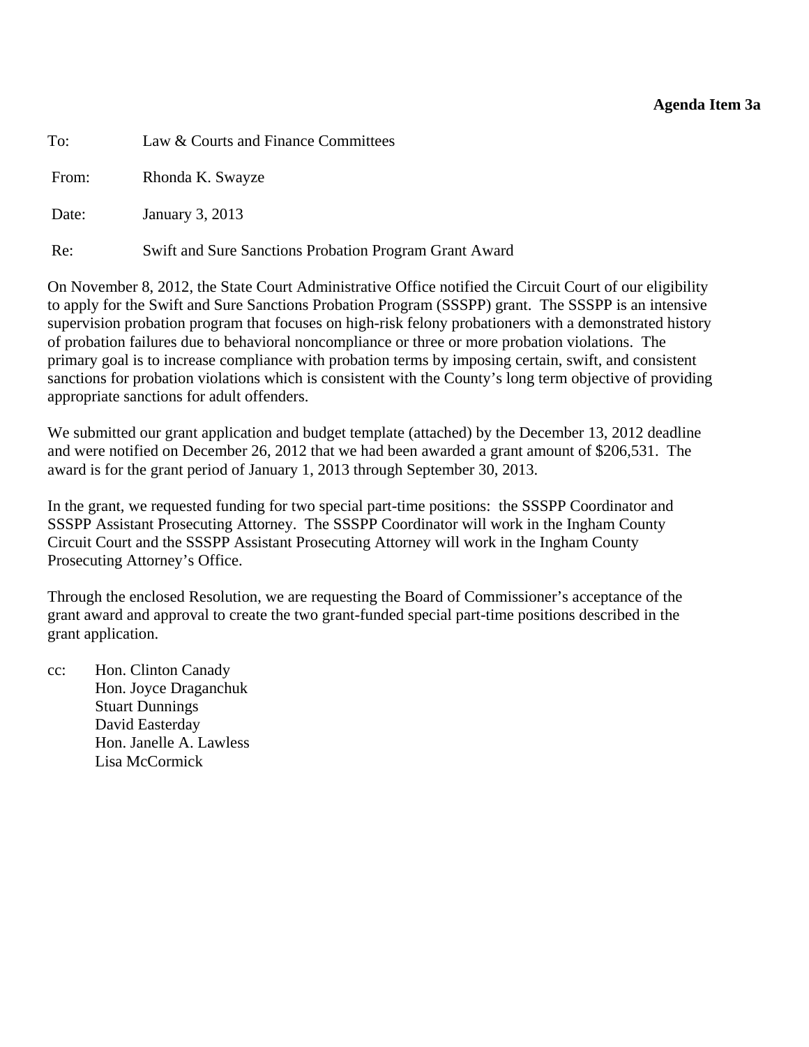**Agenda Item 3a**

To: Law & Courts and Finance Committees

From: Rhonda K. Swayze

Date: January 3, 2013

Re: Swift and Sure Sanctions Probation Program Grant Award

On November 8, 2012, the State Court Administrative Office notified the Circuit Court of our eligibility to apply for the Swift and Sure Sanctions Probation Program (SSSPP) grant. The SSSPP is an intensive supervision probation program that focuses on high-risk felony probationers with a demonstrated history of probation failures due to behavioral noncompliance or three or more probation violations. The primary goal is to increase compliance with probation terms by imposing certain, swift, and consistent sanctions for probation violations which is consistent with the County's long term objective of providing appropriate sanctions for adult offenders.

We submitted our grant application and budget template (attached) by the December 13, 2012 deadline and were notified on December 26, 2012 that we had been awarded a grant amount of $206,531. The award is for the grant period of January 1, 2013 through September 30, 2013.

In the grant, we requested funding for two special part-time positions: the SSSPP Coordinator and SSSPP Assistant Prosecuting Attorney. The SSSPP Coordinator will work in the Ingham County Circuit Court and the SSSPP Assistant Prosecuting Attorney will work in the Ingham County Prosecuting Attorney's Office.

Through the enclosed Resolution, we are requesting the Board of Commissioner's acceptance of the grant award and approval to create the two grant-funded special part-time positions described in the grant application.

cc: Hon. Clinton Canady
Hon. Joyce Draganchuk
Stuart Dunnings
David Easterday
Hon. Janelle A. Lawless
Lisa McCormick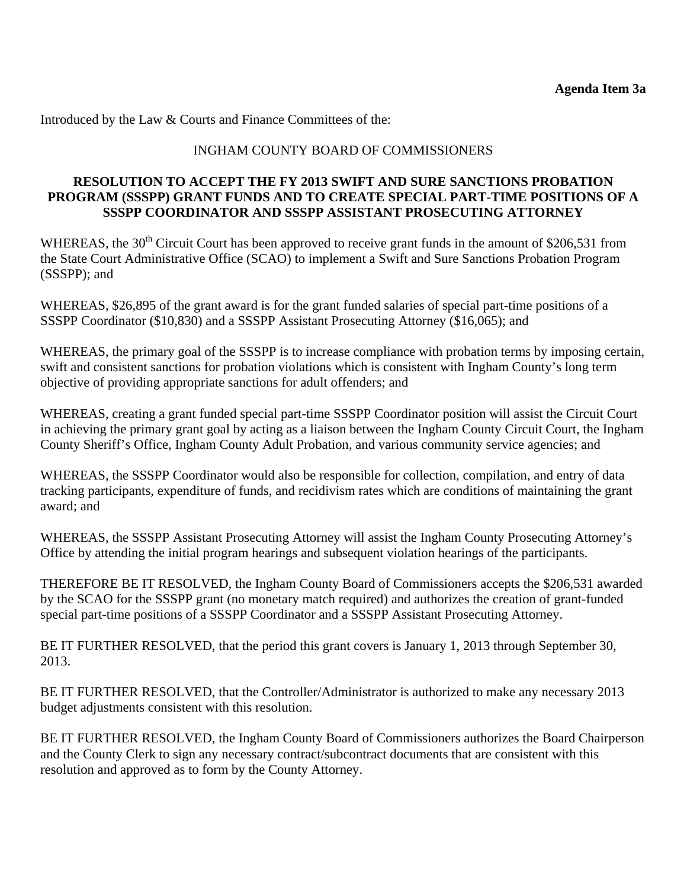**Agenda Item 3a**

Introduced by the Law & Courts and Finance Committees of the:

INGHAM COUNTY BOARD OF COMMISSIONERS

**RESOLUTION TO ACCEPT THE FY 2013 SWIFT AND SURE SANCTIONS PROBATION PROGRAM (SSSPP) GRANT FUNDS AND TO CREATE SPECIAL PART-TIME POSITIONS OF A SSSPP COORDINATOR AND SSSPP ASSISTANT PROSECUTING ATTORNEY**

WHEREAS, the 30th Circuit Court has been approved to receive grant funds in the amount of $206,531 from the State Court Administrative Office (SCAO) to implement a Swift and Sure Sanctions Probation Program (SSSPP); and

WHEREAS, $26,895 of the grant award is for the grant funded salaries of special part-time positions of a SSSPP Coordinator ($10,830) and a SSSPP Assistant Prosecuting Attorney ($16,065); and

WHEREAS, the primary goal of the SSSPP is to increase compliance with probation terms by imposing certain, swift and consistent sanctions for probation violations which is consistent with Ingham County's long term objective of providing appropriate sanctions for adult offenders; and

WHEREAS, creating a grant funded special part-time SSSPP Coordinator position will assist the Circuit Court in achieving the primary grant goal by acting as a liaison between the Ingham County Circuit Court, the Ingham County Sheriff's Office, Ingham County Adult Probation, and various community service agencies; and

WHEREAS, the SSSPP Coordinator would also be responsible for collection, compilation, and entry of data tracking participants, expenditure of funds, and recidivism rates which are conditions of maintaining the grant award; and

WHEREAS, the SSSPP Assistant Prosecuting Attorney will assist the Ingham County Prosecuting Attorney's Office by attending the initial program hearings and subsequent violation hearings of the participants.

THEREFORE BE IT RESOLVED, the Ingham County Board of Commissioners accepts the $206,531 awarded by the SCAO for the SSSPP grant (no monetary match required) and authorizes the creation of grant-funded special part-time positions of a SSSPP Coordinator and a SSSPP Assistant Prosecuting Attorney.

BE IT FURTHER RESOLVED, that the period this grant covers is January 1, 2013 through September 30, 2013.

BE IT FURTHER RESOLVED, that the Controller/Administrator is authorized to make any necessary 2013 budget adjustments consistent with this resolution.

BE IT FURTHER RESOLVED, the Ingham County Board of Commissioners authorizes the Board Chairperson and the County Clerk to sign any necessary contract/subcontract documents that are consistent with this resolution and approved as to form by the County Attorney.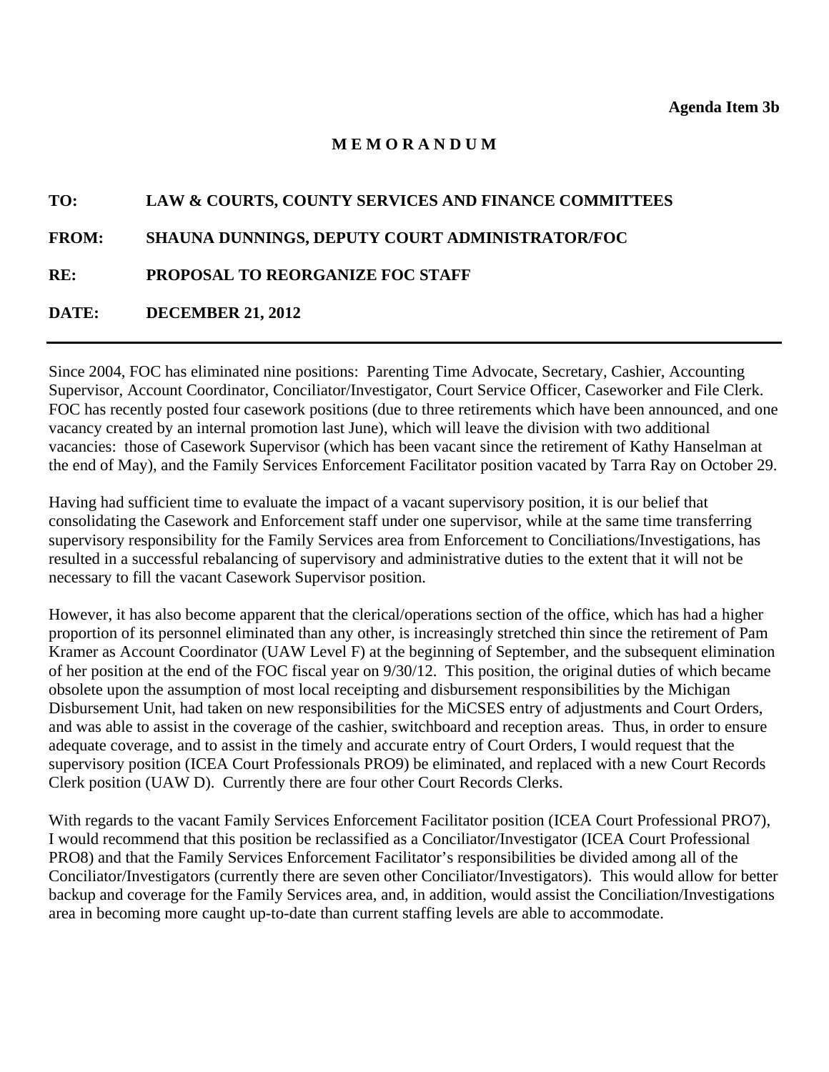**Agenda Item 3b**

# M E M O R A N D U M

**TO:** LAW & COURTS, COUNTY SERVICES AND FINANCE COMMITTEES

**FROM:** SHAUNA DUNNINGS, DEPUTY COURT ADMINISTRATOR/FOC

**RE:** PROPOSAL TO REORGANIZE FOC STAFF

**DATE:** DECEMBER 21, 2012

---

Since 2004, FOC has eliminated nine positions: Parenting Time Advocate, Secretary, Cashier, Accounting Supervisor, Account Coordinator, Conciliator/Investigator, Court Service Officer, Caseworker and File Clerk. FOC has recently posted four casework positions (due to three retirements which have been announced, and one vacancy created by an internal promotion last June), which will leave the division with two additional vacancies: those of Casework Supervisor (which has been vacant since the retirement of Kathy Hanselman at the end of May), and the Family Services Enforcement Facilitator position vacated by Tarra Ray on October 29.

Having had sufficient time to evaluate the impact of a vacant supervisory position, it is our belief that consolidating the Casework and Enforcement staff under one supervisor, while at the same time transferring supervisory responsibility for the Family Services area from Enforcement to Conciliations/Investigations, has resulted in a successful rebalancing of supervisory and administrative duties to the extent that it will not be necessary to fill the vacant Casework Supervisor position.

However, it has also become apparent that the clerical/operations section of the office, which has had a higher proportion of its personnel eliminated than any other, is increasingly stretched thin since the retirement of Pam Kramer as Account Coordinator (UAW Level F) at the beginning of September, and the subsequent elimination of her position at the end of the FOC fiscal year on 9/30/12. This position, the original duties of which became obsolete upon the assumption of most local receipting and disbursement responsibilities by the Michigan Disbursement Unit, had taken on new responsibilities for the MiCSES entry of adjustments and Court Orders, and was able to assist in the coverage of the cashier, switchboard and reception areas. Thus, in order to ensure adequate coverage, and to assist in the timely and accurate entry of Court Orders, I would request that the supervisory position (ICEA Court Professionals PRO9) be eliminated, and replaced with a new Court Records Clerk position (UAW D). Currently there are four other Court Records Clerks.

With regards to the vacant Family Services Enforcement Facilitator position (ICEA Court Professional PRO7), I would recommend that this position be reclassified as a Conciliator/Investigator (ICEA Court Professional PRO8) and that the Family Services Enforcement Facilitator's responsibilities be divided among all of the Conciliator/Investigators (currently there are seven other Conciliator/Investigators). This would allow for better backup and coverage for the Family Services area, and, in addition, would assist the Conciliation/Investigations area in becoming more caught up-to-date than current staffing levels are able to accommodate.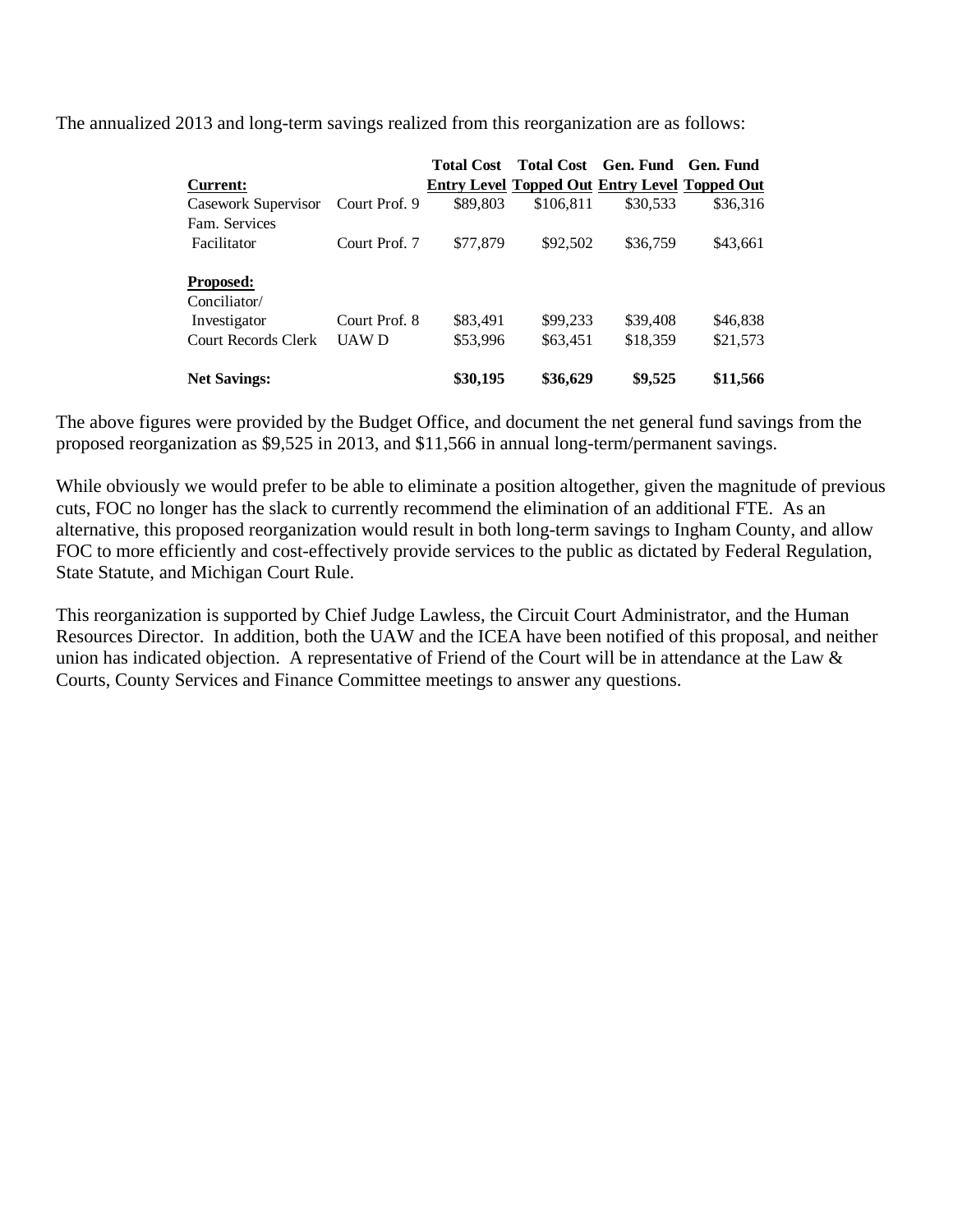The annualized 2013 and long-term savings realized from this reorganization are as follows:

| | | Total Cost | Total Cost | Gen. Fund | Gen. Fund |
|---|---|---|---|---|---|
| **Current:** | | **Entry Level** | **Topped Out** | **Entry Level** | **Topped Out** |
| Casework Supervisor | Court Prof. 9 | $89,803 | $106,811 | $30,533 | $36,316 |
| Fam. Services Facilitator | Court Prof. 7 | $77,879 | $92,502 | $36,759 | $43,661 |
| **Proposed:** | | | | | |
| Conciliator/ Investigator | Court Prof. 8 | $83,491 | $99,233 | $39,408 | $46,838 |
| Court Records Clerk | UAW D | $53,996 | $63,451 | $18,359 | $21,573 |
| **Net Savings:** | | **$30,195** | **$36,629** | **$9,525** | **$11,566** |

The above figures were provided by the Budget Office, and document the net general fund savings from the proposed reorganization as $9,525 in 2013, and $11,566 in annual long-term/permanent savings.

While obviously we would prefer to be able to eliminate a position altogether, given the magnitude of previous cuts, FOC no longer has the slack to currently recommend the elimination of an additional FTE. As an alternative, this proposed reorganization would result in both long-term savings to Ingham County, and allow FOC to more efficiently and cost-effectively provide services to the public as dictated by Federal Regulation, State Statute, and Michigan Court Rule.

This reorganization is supported by Chief Judge Lawless, the Circuit Court Administrator, and the Human Resources Director. In addition, both the UAW and the ICEA have been notified of this proposal, and neither union has indicated objection. A representative of Friend of the Court will be in attendance at the Law & Courts, County Services and Finance Committee meetings to answer any questions.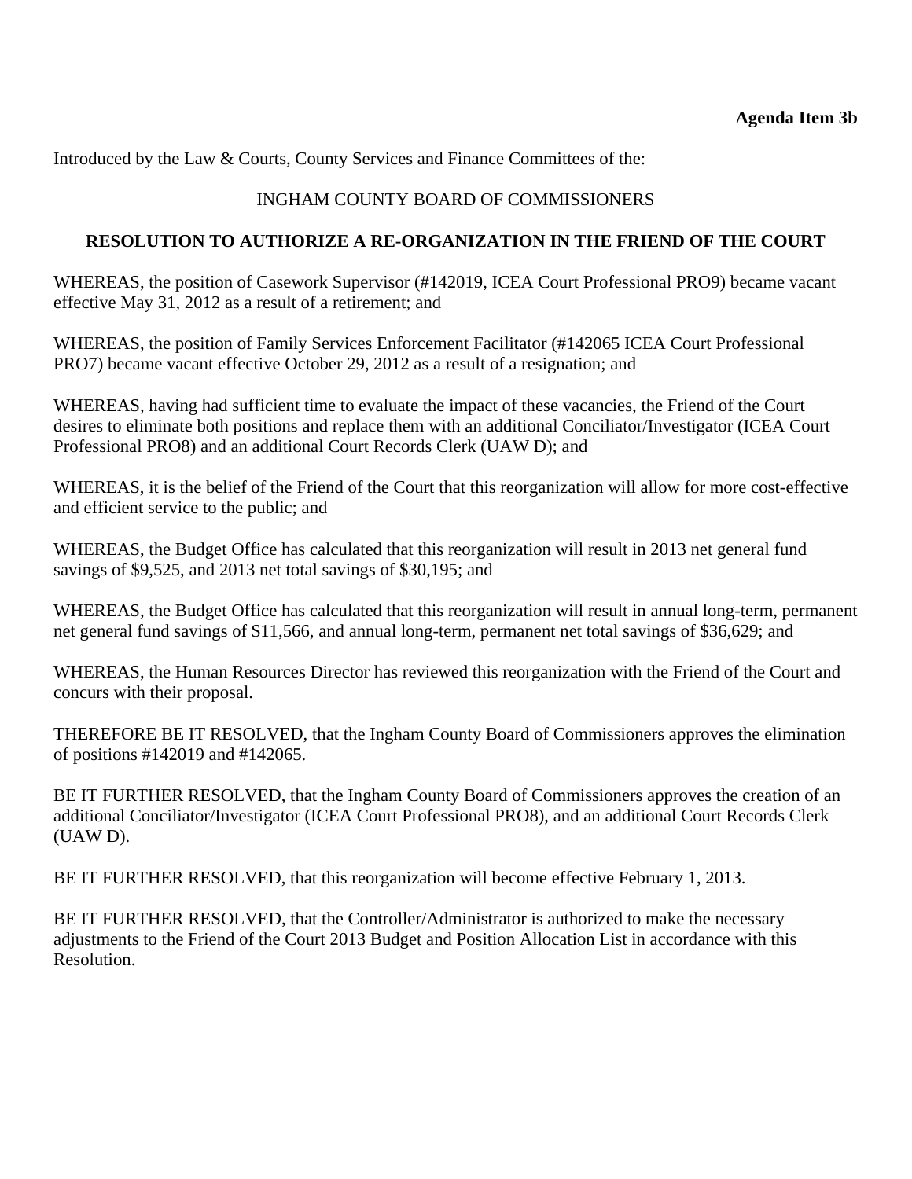**Agenda Item 3b**

Introduced by the Law & Courts, County Services and Finance Committees of the:

INGHAM COUNTY BOARD OF COMMISSIONERS

**RESOLUTION TO AUTHORIZE A RE-ORGANIZATION IN THE FRIEND OF THE COURT**

WHEREAS, the position of Casework Supervisor (#142019, ICEA Court Professional PRO9) became vacant effective May 31, 2012 as a result of a retirement; and

WHEREAS, the position of Family Services Enforcement Facilitator (#142065 ICEA Court Professional PRO7) became vacant effective October 29, 2012 as a result of a resignation; and

WHEREAS, having had sufficient time to evaluate the impact of these vacancies, the Friend of the Court desires to eliminate both positions and replace them with an additional Conciliator/Investigator (ICEA Court Professional PRO8) and an additional Court Records Clerk (UAW D); and

WHEREAS, it is the belief of the Friend of the Court that this reorganization will allow for more cost-effective and efficient service to the public; and

WHEREAS, the Budget Office has calculated that this reorganization will result in 2013 net general fund savings of $9,525, and 2013 net total savings of $30,195; and

WHEREAS, the Budget Office has calculated that this reorganization will result in annual long-term, permanent net general fund savings of $11,566, and annual long-term, permanent net total savings of $36,629; and

WHEREAS, the Human Resources Director has reviewed this reorganization with the Friend of the Court and concurs with their proposal.

THEREFORE BE IT RESOLVED, that the Ingham County Board of Commissioners approves the elimination of positions #142019 and #142065.

BE IT FURTHER RESOLVED, that the Ingham County Board of Commissioners approves the creation of an additional Conciliator/Investigator (ICEA Court Professional PRO8), and an additional Court Records Clerk (UAW D).

BE IT FURTHER RESOLVED, that this reorganization will become effective February 1, 2013.

BE IT FURTHER RESOLVED, that the Controller/Administrator is authorized to make the necessary adjustments to the Friend of the Court 2013 Budget and Position Allocation List in accordance with this Resolution.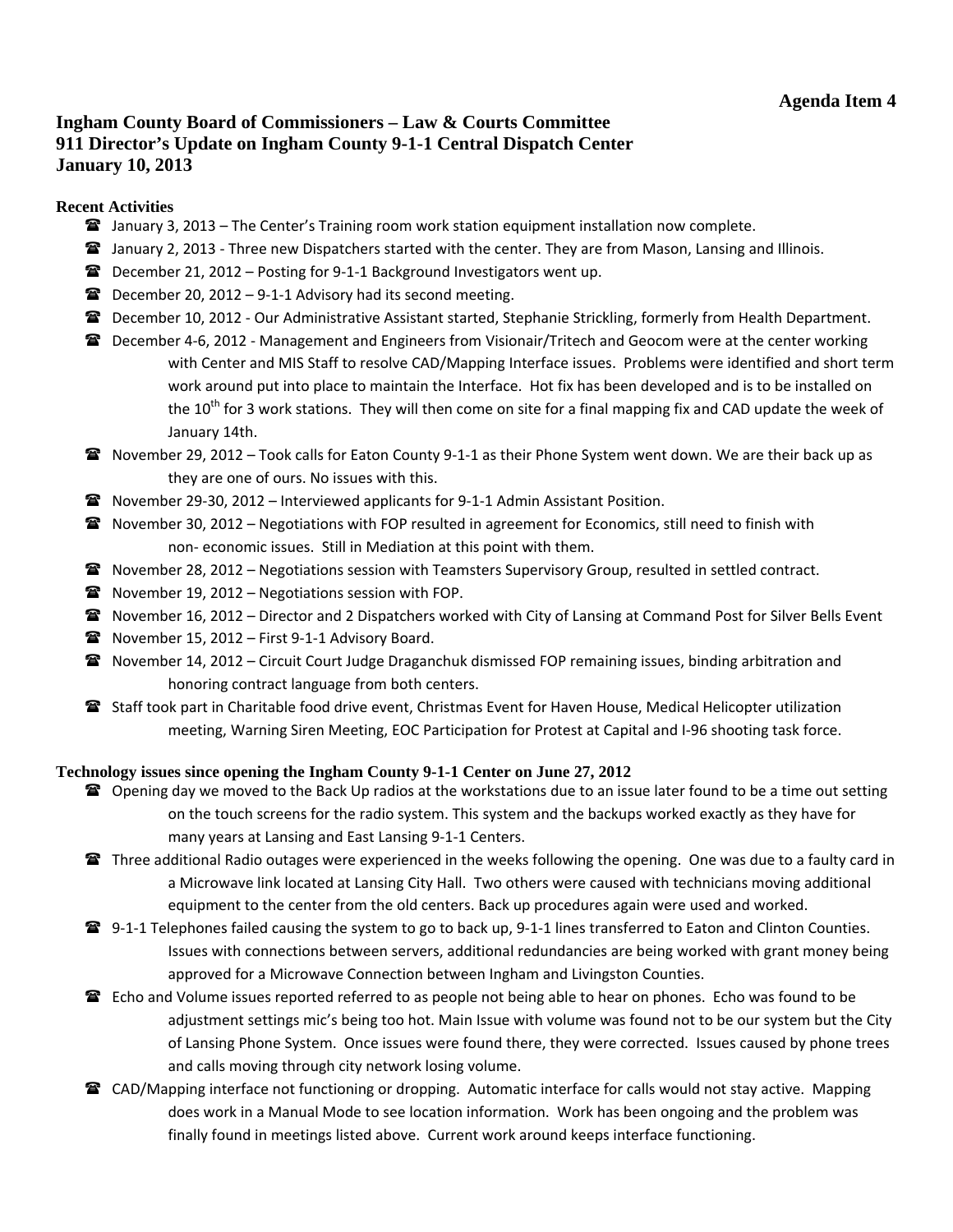**Agenda Item 4**

# Ingham County Board of Commissioners – Law & Courts Committee
# 911 Director's Update on Ingham County 9-1-1 Central Dispatch Center
# January 10, 2013

## Recent Activities

- January 3, 2013 – The Center's Training room work station equipment installation now complete.
- January 2, 2013 - Three new Dispatchers started with the center. They are from Mason, Lansing and Illinois.
- December 21, 2012 – Posting for 9-1-1 Background Investigators went up.
- December 20, 2012 – 9-1-1 Advisory had its second meeting.
- December 10, 2012 - Our Administrative Assistant started, Stephanie Strickling, formerly from Health Department.
- December 4-6, 2012 - Management and Engineers from Visionair/Tritech and Geocom were at the center working with Center and MIS Staff to resolve CAD/Mapping Interface issues. Problems were identified and short term work around put into place to maintain the Interface. Hot fix has been developed and is to be installed on the 10th for 3 work stations. They will then come on site for a final mapping fix and CAD update the week of January 14th.
- November 29, 2012 – Took calls for Eaton County 9-1-1 as their Phone System went down. We are their back up as they are one of ours. No issues with this.
- November 29-30, 2012 – Interviewed applicants for 9-1-1 Admin Assistant Position.
- November 30, 2012 – Negotiations with FOP resulted in agreement for Economics, still need to finish with non- economic issues. Still in Mediation at this point with them.
- November 28, 2012 – Negotiations session with Teamsters Supervisory Group, resulted in settled contract.
- November 19, 2012 – Negotiations session with FOP.
- November 16, 2012 – Director and 2 Dispatchers worked with City of Lansing at Command Post for Silver Bells Event
- November 15, 2012 – First 9-1-1 Advisory Board.
- November 14, 2012 – Circuit Court Judge Draganchuk dismissed FOP remaining issues, binding arbitration and honoring contract language from both centers.
- Staff took part in Charitable food drive event, Christmas Event for Haven House, Medical Helicopter utilization meeting, Warning Siren Meeting, EOC Participation for Protest at Capital and I-96 shooting task force.

## Technology issues since opening the Ingham County 9-1-1 Center on June 27, 2012

- Opening day we moved to the Back Up radios at the workstations due to an issue later found to be a time out setting on the touch screens for the radio system. This system and the backups worked exactly as they have for many years at Lansing and East Lansing 9-1-1 Centers.
- Three additional Radio outages were experienced in the weeks following the opening. One was due to a faulty card in a Microwave link located at Lansing City Hall. Two others were caused with technicians moving additional equipment to the center from the old centers. Back up procedures again were used and worked.
- 9-1-1 Telephones failed causing the system to go to back up, 9-1-1 lines transferred to Eaton and Clinton Counties. Issues with connections between servers, additional redundancies are being worked with grant money being approved for a Microwave Connection between Ingham and Livingston Counties.
- Echo and Volume issues reported referred to as people not being able to hear on phones. Echo was found to be adjustment settings mic's being too hot. Main Issue with volume was found not to be our system but the City of Lansing Phone System. Once issues were found there, they were corrected. Issues caused by phone trees and calls moving through city network losing volume.
- CAD/Mapping interface not functioning or dropping. Automatic interface for calls would not stay active. Mapping does work in a Manual Mode to see location information. Work has been ongoing and the problem was finally found in meetings listed above. Current work around keeps interface functioning.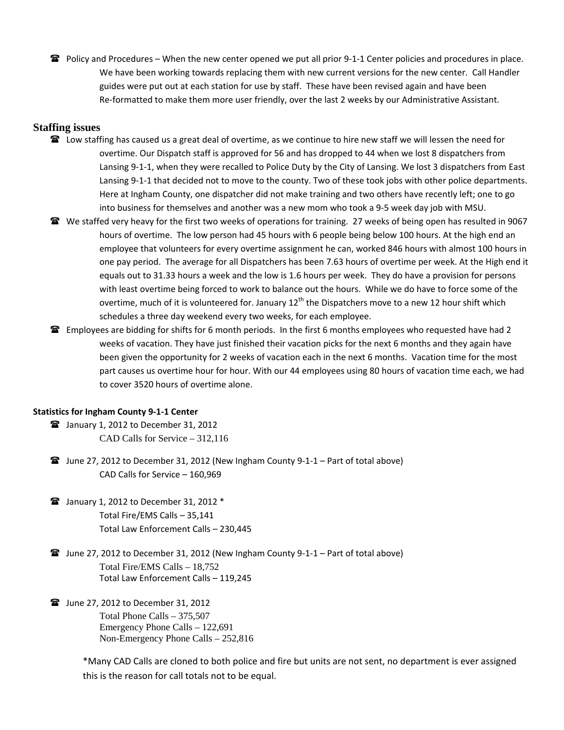- Policy and Procedures – When the new center opened we put all prior 9-1-1 Center policies and procedures in place. We have been working towards replacing them with new current versions for the new center. Call Handler guides were put out at each station for use by staff. These have been revised again and have been Re-formatted to make them more user friendly, over the last 2 weeks by our Administrative Assistant.

## Staffing issues

- Low staffing has caused us a great deal of overtime, as we continue to hire new staff we will lessen the need for overtime. Our Dispatch staff is approved for 56 and has dropped to 44 when we lost 8 dispatchers from Lansing 9-1-1, when they were recalled to Police Duty by the City of Lansing. We lost 3 dispatchers from East Lansing 9-1-1 that decided not to move to the county. Two of these took jobs with other police departments. Here at Ingham County, one dispatcher did not make training and two others have recently left; one to go into business for themselves and another was a new mom who took a 9-5 week day job with MSU.
- We staffed very heavy for the first two weeks of operations for training. 27 weeks of being open has resulted in 9067 hours of overtime. The low person had 45 hours with 6 people being below 100 hours. At the high end an employee that volunteers for every overtime assignment he can, worked 846 hours with almost 100 hours in one pay period. The average for all Dispatchers has been 7.63 hours of overtime per week. At the High end it equals out to 31.33 hours a week and the low is 1.6 hours per week. They do have a provision for persons with least overtime being forced to work to balance out the hours. While we do have to force some of the overtime, much of it is volunteered for. January 12th the Dispatchers move to a new 12 hour shift which schedules a three day weekend every two weeks, for each employee.
- Employees are bidding for shifts for 6 month periods. In the first 6 months employees who requested have had 2 weeks of vacation. They have just finished their vacation picks for the next 6 months and they again have been given the opportunity for 2 weeks of vacation each in the next 6 months. Vacation time for the most part causes us overtime hour for hour. With our 44 employees using 80 hours of vacation time each, we had to cover 3520 hours of overtime alone.

**Statistics for Ingham County 9-1-1 Center**

- January 1, 2012 to December 31, 2012
  CAD Calls for Service – 312,116
- June 27, 2012 to December 31, 2012 (New Ingham County 9-1-1 – Part of total above)
  CAD Calls for Service – 160,969
- January 1, 2012 to December 31, 2012 *
  Total Fire/EMS Calls – 35,141
  Total Law Enforcement Calls – 230,445
- June 27, 2012 to December 31, 2012 (New Ingham County 9-1-1 – Part of total above)
  Total Fire/EMS Calls – 18,752
  Total Law Enforcement Calls – 119,245
- June 27, 2012 to December 31, 2012
  Total Phone Calls – 375,507
  Emergency Phone Calls – 122,691
  Non-Emergency Phone Calls – 252,816

*Many CAD Calls are cloned to both police and fire but units are not sent, no department is ever assigned this is the reason for call totals not to be equal.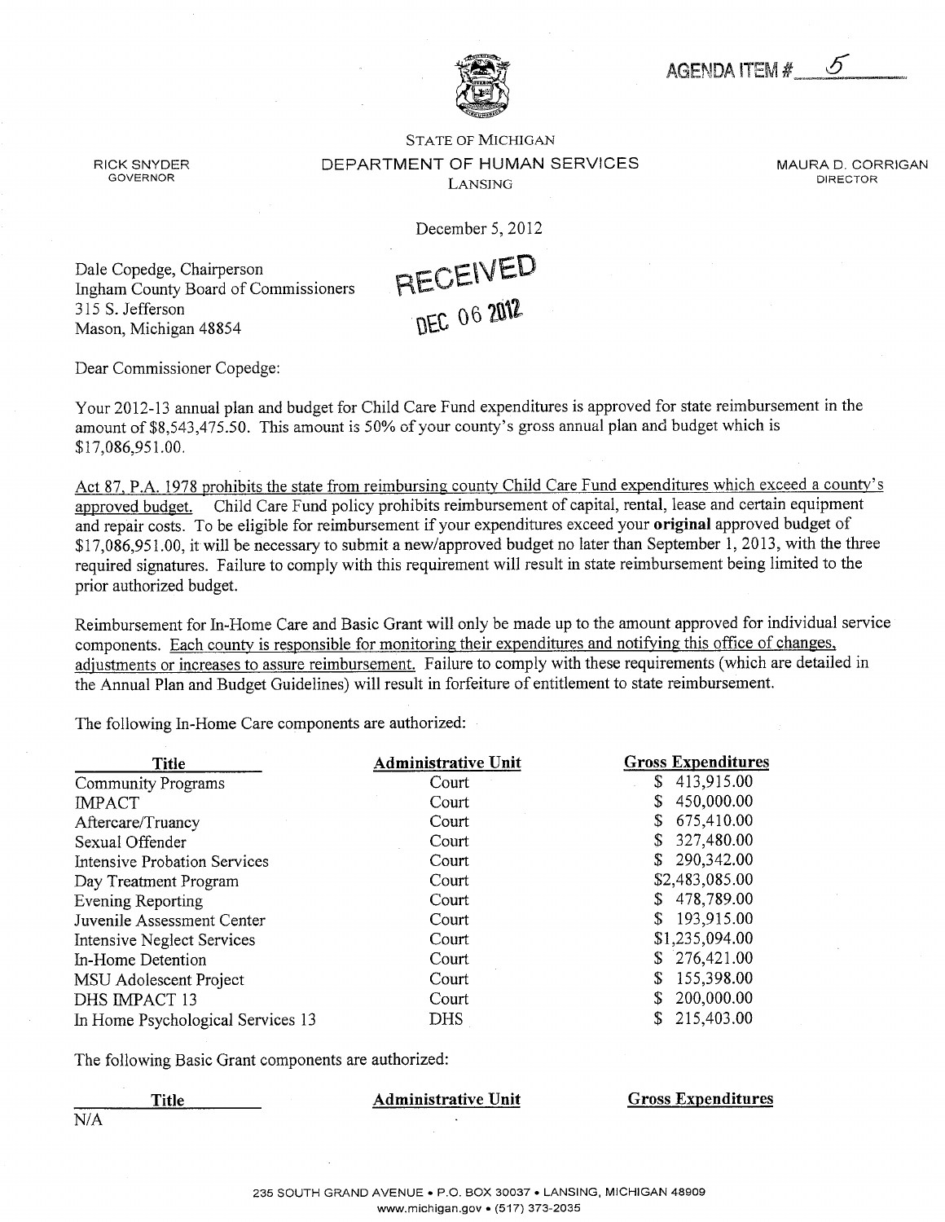AGENDA ITEM # 5

STATE OF MICHIGAN
DEPARTMENT OF HUMAN SERVICES
LANSING

RICK SNYDER
GOVERNOR

MAURA D. CORRIGAN
DIRECTOR

December 5, 2012

Dale Copedge, Chairperson
Ingham County Board of Commissioners
315 S. Jefferson
Mason, Michigan 48854

RECEIVED
DEC 06 2012

Dear Commissioner Copedge:

Your 2012-13 annual plan and budget for Child Care Fund expenditures is approved for state reimbursement in the amount of $8,543,475.50. This amount is 50% of your county's gross annual plan and budget which is $17,086,951.00.

Act 87, P.A. 1978 prohibits the state from reimbursing county Child Care Fund expenditures which exceed a county's approved budget. Child Care Fund policy prohibits reimbursement of capital, rental, lease and certain equipment and repair costs. To be eligible for reimbursement if your expenditures exceed your **original** approved budget of $17,086,951.00, it will be necessary to submit a new/approved budget no later than September 1, 2013, with the three required signatures. Failure to comply with this requirement will result in state reimbursement being limited to the prior authorized budget.

Reimbursement for In-Home Care and Basic Grant will only be made up to the amount approved for individual service components. Each county is responsible for monitoring their expenditures and notifying this office of changes, adjustments or increases to assure reimbursement. Failure to comply with these requirements (which are detailed in the Annual Plan and Budget Guidelines) will result in forfeiture of entitlement to state reimbursement.

The following In-Home Care components are authorized:

| Title | Administrative Unit | Gross Expenditures |
|---|---|---|
| Community Programs | Court | $ 413,915.00 |
| IMPACT | Court | $ 450,000.00 |
| Aftercare/Truancy | Court | $ 675,410.00 |
| Sexual Offender | Court | $ 327,480.00 |
| Intensive Probation Services | Court | $ 290,342.00 |
| Day Treatment Program | Court | $2,483,085.00 |
| Evening Reporting | Court | $ 478,789.00 |
| Juvenile Assessment Center | Court | $ 193,915.00 |
| Intensive Neglect Services | Court | $1,235,094.00 |
| In-Home Detention | Court | $ 276,421.00 |
| MSU Adolescent Project | Court | $ 155,398.00 |
| DHS IMPACT 13 | Court | $ 200,000.00 |
| In Home Psychological Services 13 | DHS | $ 215,403.00 |

The following Basic Grant components are authorized:

| Title | Administrative Unit | Gross Expenditures |
|---|---|---|
| N/A | | |

235 SOUTH GRAND AVENUE • P.O. BOX 30037 • LANSING, MICHIGAN 48909
www.michigan.gov • (517) 373-2035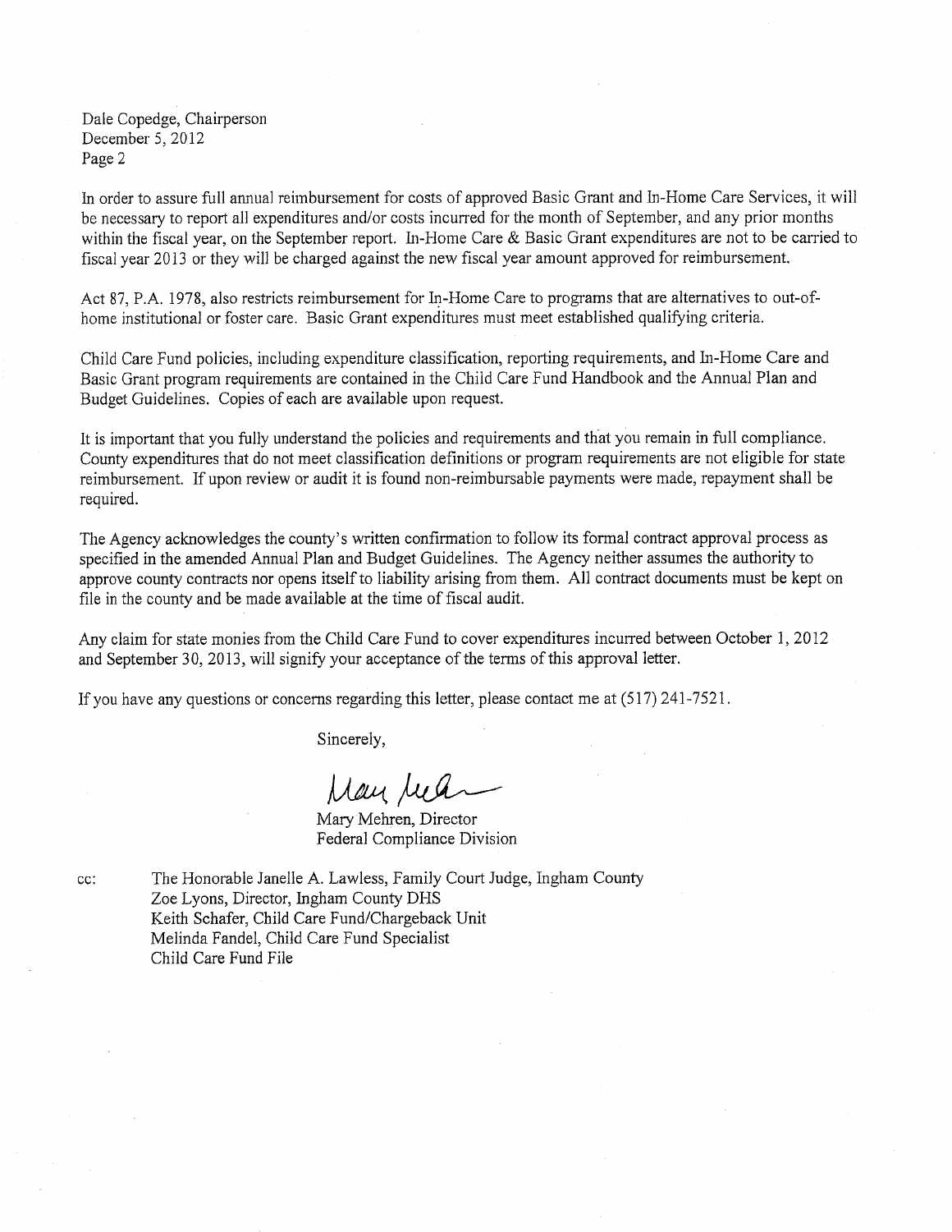Dale Copedge, Chairperson
December 5, 2012
Page 2

In order to assure full annual reimbursement for costs of approved Basic Grant and In-Home Care Services, it will be necessary to report all expenditures and/or costs incurred for the month of September, and any prior months within the fiscal year, on the September report. In-Home Care & Basic Grant expenditures are not to be carried to fiscal year 2013 or they will be charged against the new fiscal year amount approved for reimbursement.

Act 87, P.A. 1978, also restricts reimbursement for In-Home Care to programs that are alternatives to out-of-home institutional or foster care. Basic Grant expenditures must meet established qualifying criteria.

Child Care Fund policies, including expenditure classification, reporting requirements, and In-Home Care and Basic Grant program requirements are contained in the Child Care Fund Handbook and the Annual Plan and Budget Guidelines. Copies of each are available upon request.

It is important that you fully understand the policies and requirements and that you remain in full compliance. County expenditures that do not meet classification definitions or program requirements are not eligible for state reimbursement. If upon review or audit it is found non-reimbursable payments were made, repayment shall be required.

The Agency acknowledges the county's written confirmation to follow its formal contract approval process as specified in the amended Annual Plan and Budget Guidelines. The Agency neither assumes the authority to approve county contracts nor opens itself to liability arising from them. All contract documents must be kept on file in the county and be made available at the time of fiscal audit.

Any claim for state monies from the Child Care Fund to cover expenditures incurred between October 1, 2012 and September 30, 2013, will signify your acceptance of the terms of this approval letter.

If you have any questions or concerns regarding this letter, please contact me at (517) 241-7521.

Sincerely,

Mary Mehren, Director
Federal Compliance Division

cc: The Honorable Janelle A. Lawless, Family Court Judge, Ingham County
Zoe Lyons, Director, Ingham County DHS
Keith Schafer, Child Care Fund/Chargeback Unit
Melinda Fandel, Child Care Fund Specialist
Child Care Fund File